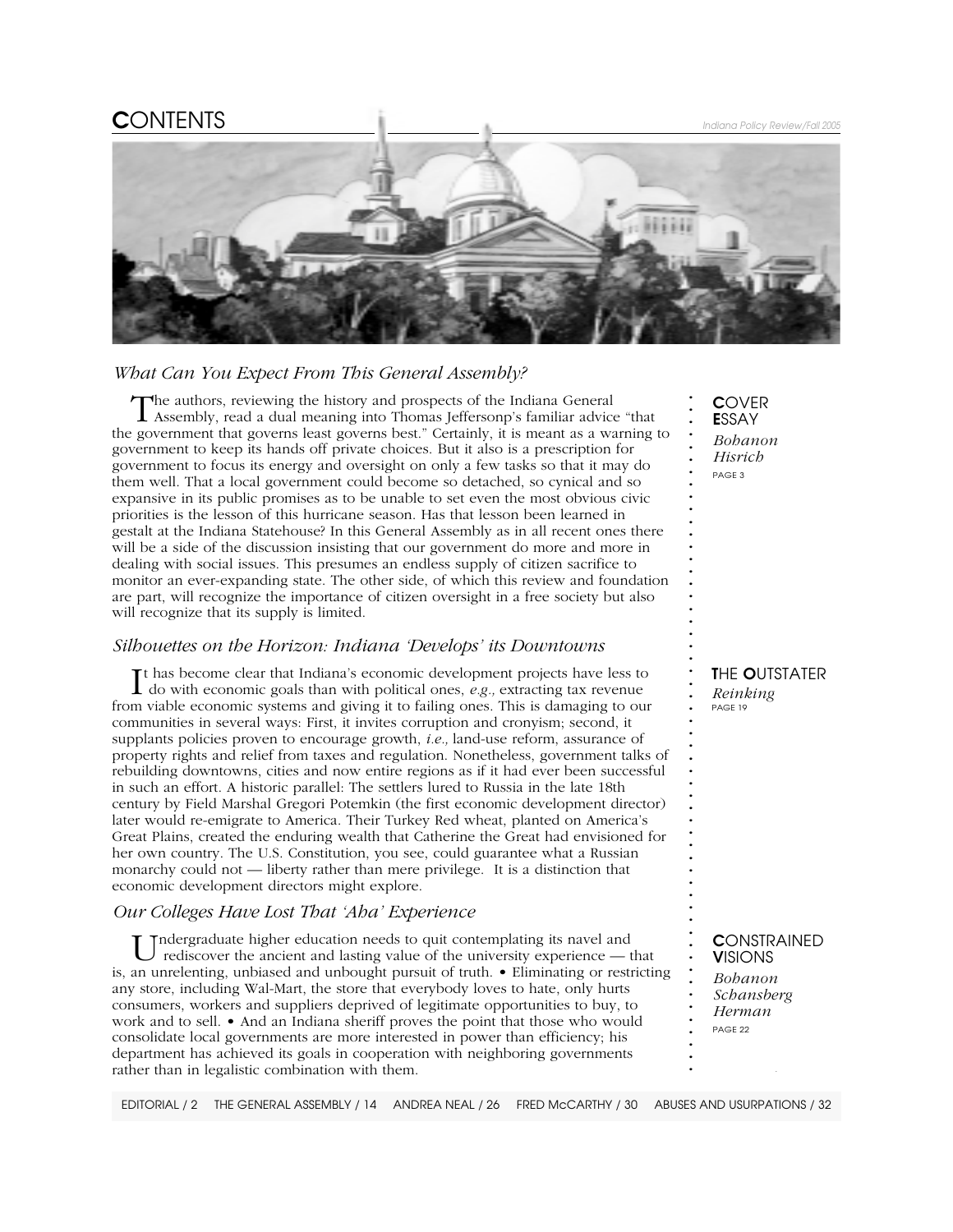# CONTENTS

### *What Can You Expect From This General Assembly?*

The authors, reviewing the history and prospects of the Indiana General Assembly, read a dual meaning into Thomas Jeffersonp's familiar advice "that the government that governs least governs best." Certainly, it is meant as a warning to government to keep its hands off private choices. But it also is a prescription for government to focus its energy and oversight on only a few tasks so that it may do them well. That a local government could become so detached, so cynical and so expansive in its public promises as to be unable to set even the most obvious civic priorities is the lesson of this hurricane season. Has that lesson been learned in gestalt at the Indiana Statehouse? In this General Assembly as in all recent ones there will be a side of the discussion insisting that our government do more and more in dealing with social issues. This presumes an endless supply of citizen sacrifice to monitor an ever-expanding state. The other side, of which this review and foundation are part, will recognize the importance of citizen oversight in a free society but also will recognize that its supply is limited.

**COVER ESSAY**
*Bohanon*
*Hisrich*
PAGE 3

### *Silhouettes on the Horizon: Indiana 'Develops' its Downtowns*

It has become clear that Indiana's economic development projects have less to do with economic goals than with political ones, *e.g.,* extracting tax revenue from viable economic systems and giving it to failing ones. This is damaging to our communities in several ways: First, it invites corruption and cronyism; second, it supplants policies proven to encourage growth, *i.e.,* land-use reform, assurance of property rights and relief from taxes and regulation. Nonetheless, government talks of rebuilding downtowns, cities and now entire regions as if it had ever been successful in such an effort. A historic parallel: The settlers lured to Russia in the late 18th century by Field Marshal Gregori Potemkin (the first economic development director) later would re-emigrate to America. Their Turkey Red wheat, planted on America's Great Plains, created the enduring wealth that Catherine the Great had envisioned for her own country. The U.S. Constitution, you see, could guarantee what a Russian monarchy could not — liberty rather than mere privilege. It is a distinction that economic development directors might explore.

**THE OUTSTATER**
*Reinking*
PAGE 19

### *Our Colleges Have Lost That 'Aha' Experience*

Undergraduate higher education needs to quit contemplating its navel and rediscover the ancient and lasting value of the university experience — that is, an unrelenting, unbiased and unbought pursuit of truth. • Eliminating or restricting any store, including Wal-Mart, the store that everybody loves to hate, only hurts consumers, workers and suppliers deprived of legitimate opportunities to buy, to work and to sell. • And an Indiana sheriff proves the point that those who would consolidate local governments are more interested in power than efficiency; his department has achieved its goals in cooperation with neighboring governments rather than in legalistic combination with them.

**CONSTRAINED VISIONS**
*Bohanon*
*Schansberg*
*Herman*
PAGE 22

EDITORIAL / 2 THE GENERAL ASSEMBLY / 14 ANDREA NEAL / 26 FRED McCARTHY / 30 ABUSES AND USURPATIONS / 32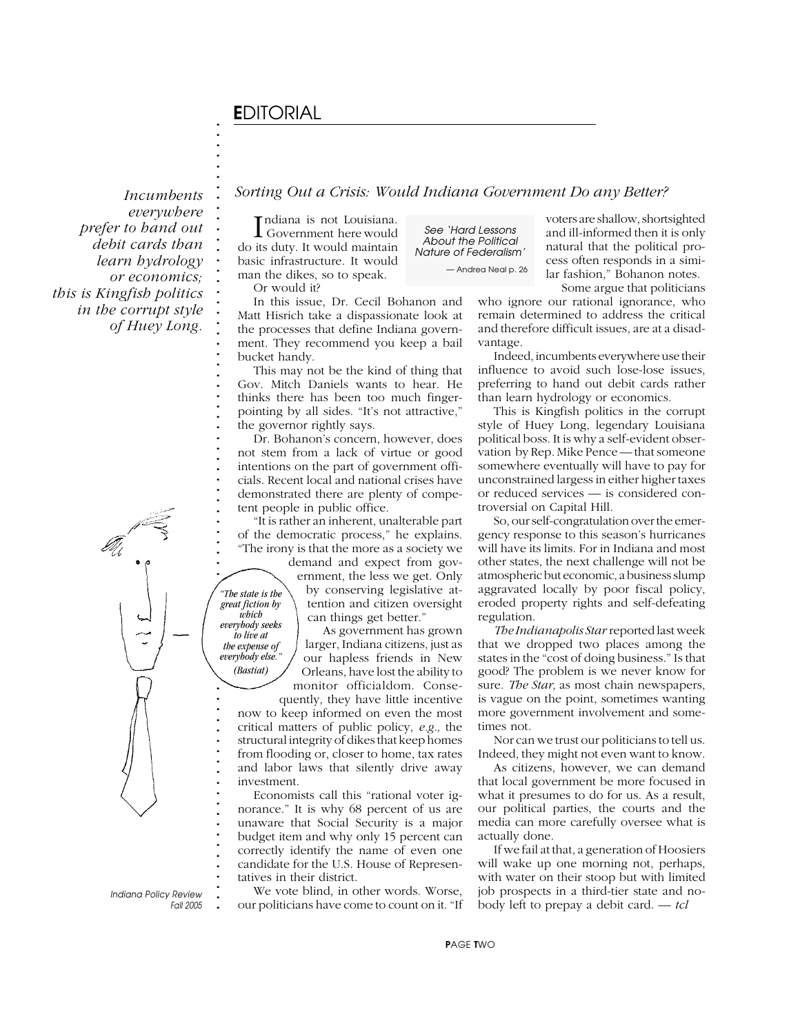# EDITORIAL

*Incumbents everywhere prefer to hand out debit cards than learn hydrology or economics; this is Kingfish politics in the corrupt style of Huey Long.*

## *Sorting Out a Crisis: Would Indiana Government Do any Better?*

*See 'Hard Lessons About the Political Nature of Federalism'* — Andrea Neal p. 26

Indiana is not Louisiana. Government here would do its duty. It would maintain basic infrastructure. It would man the dikes, so to speak.

Or would it?

In this issue, Dr. Cecil Bohanon and Matt Hisrich take a dispassionate look at the processes that define Indiana government. They recommend you keep a bail bucket handy.

This may not be the kind of thing that Gov. Mitch Daniels wants to hear. He thinks there has been too much finger-pointing by all sides. "It's not attractive," the governor rightly says.

Dr. Bohanon's concern, however, does not stem from a lack of virtue or good intentions on the part of government officials. Recent local and national crises have demonstrated there are plenty of competent people in public office.

"It is rather an inherent, unalterable part of the democratic process," he explains. "The irony is that the more as a society we demand and expect from government, the less we get. Only by conserving legislative attention and citizen oversight can things get better."

> *"The state is the great fiction by which everybody seeks to live at the expense of everybody else." (Bastiat)*

As government has grown larger, Indiana citizens, just as our hapless friends in New Orleans, have lost the ability to monitor officialdom. Consequently, they have little incentive now to keep informed on even the most critical matters of public policy, *e.g.,* the structural integrity of dikes that keep homes from flooding or, closer to home, tax rates and labor laws that silently drive away investment.

Economists call this "rational voter ignorance." It is why 68 percent of us are unaware that Social Security is a major budget item and why only 15 percent can correctly identify the name of even one candidate for the U.S. House of Representatives in their district.

We vote blind, in other words. Worse, our politicians have come to count on it. "If voters are shallow, shortsighted and ill-informed then it is only natural that the political process often responds in a similar fashion," Bohanon notes.

Some argue that politicians who ignore our rational ignorance, who remain determined to address the critical and therefore difficult issues, are at a disadvantage.

Indeed, incumbents everywhere use their influence to avoid such lose-lose issues, preferring to hand out debit cards rather than learn hydrology or economics.

This is Kingfish politics in the corrupt style of Huey Long, legendary Louisiana political boss. It is why a self-evident observation by Rep. Mike Pence — that someone somewhere eventually will have to pay for unconstrained largess in either higher taxes or reduced services — is considered controversial on Capital Hill.

So, our self-congratulation over the emergency response to this season's hurricanes will have its limits. For in Indiana and most other states, the next challenge will not be atmospheric but economic, a business slump aggravated locally by poor fiscal policy, eroded property rights and self-defeating regulation.

*The Indianapolis Star* reported last week that we dropped two places among the states in the "cost of doing business." Is that good? The problem is we never know for sure. *The Star,* as most chain newspapers, is vague on the point, sometimes wanting more government involvement and sometimes not.

Nor can we trust our politicians to tell us. Indeed, they might not even want to know.

As citizens, however, we can demand that local government be more focused in what it presumes to do for us. As a result, our political parties, the courts and the media can more carefully oversee what is actually done.

If we fail at that, a generation of Hoosiers will wake up one morning not, perhaps, with water on their stoop but with limited job prospects in a third-tier state and nobody left to prepay a debit card. — *tcl*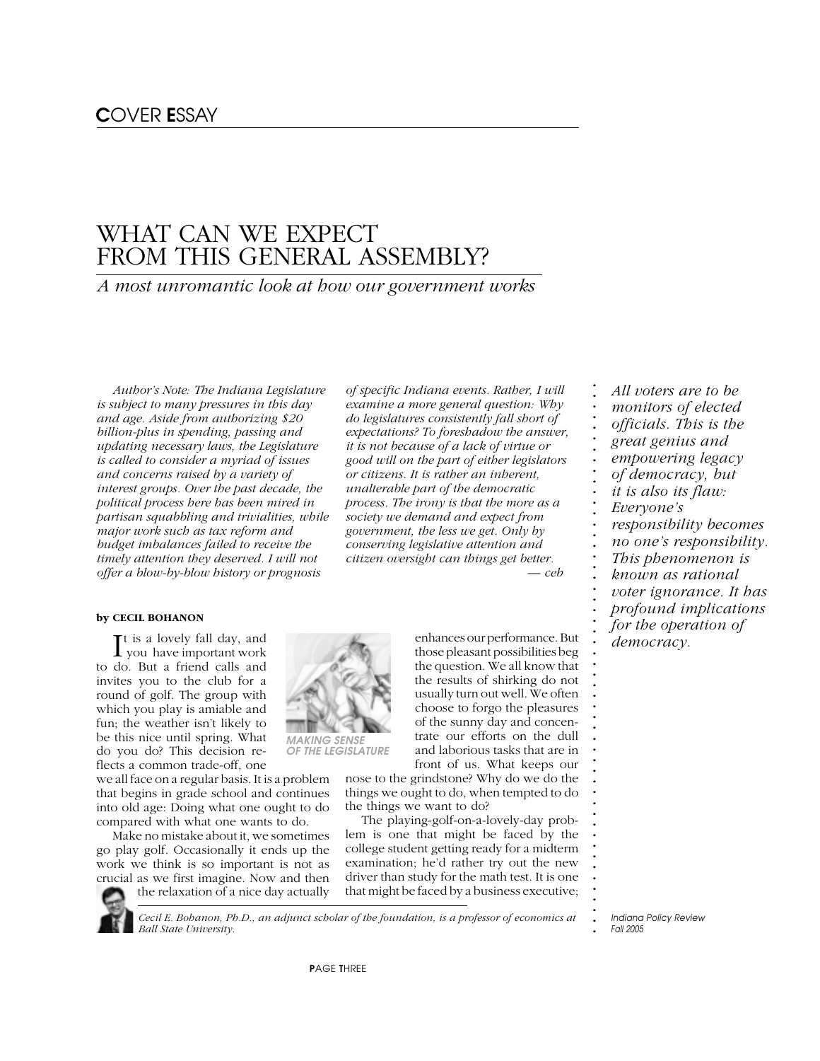# COVER ESSAY

## WHAT CAN WE EXPECT FROM THIS GENERAL ASSEMBLY?

### *A most unromantic look at how our government works*

*Author's Note: The Indiana Legislature is subject to many pressures in this day and age. Aside from authorizing $20 billion-plus in spending, passing and updating necessary laws, the Legislature is called to consider a myriad of issues and concerns raised by a variety of interest groups. Over the past decade, the political process here has been mired in partisan squabbling and trivialities, while major work such as tax reform and budget imbalances failed to receive the timely attention they deserved. I will not offer a blow-by-blow history or prognosis of specific Indiana events. Rather, I will examine a more general question: Why do legislatures consistently fall short of expectations? To foreshadow the answer, it is not because of a lack of virtue or good will on the part of either legislators or citizens. It is rather an inherent, unalterable part of the democratic process. The irony is that the more as a society we demand and expect from government, the less we get. Only by conserving legislative attention and citizen oversight can things get better.*
*— ceb*

*All voters are to be monitors of elected officials. This is the great genius and empowering legacy of democracy, but it is also its flaw: Everyone's responsibility becomes no one's responsibility. This phenomenon is known as rational voter ignorance. It has profound implications for the operation of democracy.*

**by CECIL BOHANON**

It is a lovely fall day, and you have important work to do. But a friend calls and invites you to the club for a round of golf. The group with which you play is amiable and fun; the weather isn't likely to be this nice until spring. What do you do? This decision reflects a common trade-off, one we all face on a regular basis. It is a problem that begins in grade school and continues into old age: Doing what one ought to do compared with what one wants to do.

MAKING SENSE OF THE LEGISLATURE

Make no mistake about it, we sometimes go play golf. Occasionally it ends up the work we think is so important is not as crucial as we first imagine. Now and then the relaxation of a nice day actually enhances our performance. But those pleasant possibilities beg the question. We all know that the results of shirking do not usually turn out well. We often choose to forgo the pleasures of the sunny day and concentrate our efforts on the dull and laborious tasks that are in front of us. What keeps our nose to the grindstone? Why do we do the things we ought to do, when tempted to do the things we want to do?

The playing-golf-on-a-lovely-day problem is one that might be faced by the college student getting ready for a midterm examination; he'd rather try out the new driver than study for the math test. It is one that might be faced by a business executive;

*Cecil E. Bohanon, Ph.D., an adjunct scholar of the foundation, is a professor of economics at Ball State University.*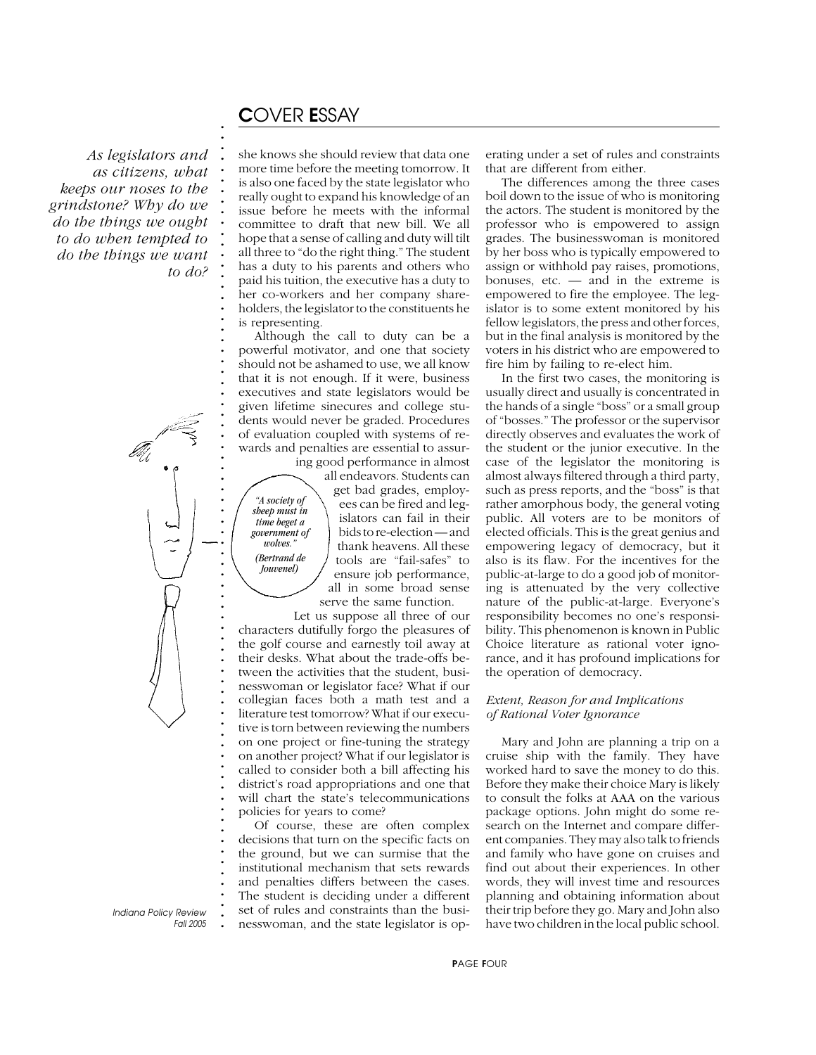*As legislators and as citizens, what keeps our noses to the grindstone? Why do we do the things we ought to do when tempted to do the things we want to do?*

she knows she should review that data one more time before the meeting tomorrow. It is also one faced by the state legislator who really ought to expand his knowledge of an issue before he meets with the informal committee to draft that new bill. We all hope that a sense of calling and duty will tilt all three to "do the right thing." The student has a duty to his parents and others who paid his tuition, the executive has a duty to her co-workers and her company shareholders, the legislator to the constituents he is representing.

Although the call to duty can be a powerful motivator, and one that society should not be ashamed to use, we all know that it is not enough. If it were, business executives and state legislators would be given lifetime sinecures and college students would never be graded. Procedures of evaluation coupled with systems of rewards and penalties are essential to assuring good performance in almost all endeavors. Students can get bad grades, employees can be fired and legislators can fail in their bids to re-election — and thank heavens. All these tools are "fail-safes" to ensure job performance, all in some broad sense serve the same function.

> *"A society of sheep must in time beget a government of wolves."*
> *(Bertrand de Jouvenel)*

Let us suppose all three of our characters dutifully forgo the pleasures of the golf course and earnestly toil away at their desks. What about the trade-offs between the activities that the student, businesswoman or legislator face? What if our collegian faces both a math test and a literature test tomorrow? What if our executive is torn between reviewing the numbers on one project or fine-tuning the strategy on another project? What if our legislator is called to consider both a bill affecting his district's road appropriations and one that will chart the state's telecommunications policies for years to come?

Of course, these are often complex decisions that turn on the specific facts on the ground, but we can surmise that the institutional mechanism that sets rewards and penalties differs between the cases. The student is deciding under a different set of rules and constraints than the businesswoman, and the state legislator is operating under a set of rules and constraints that are different from either.

The differences among the three cases boil down to the issue of who is monitoring the actors. The student is monitored by the professor who is empowered to assign grades. The businesswoman is monitored by her boss who is typically empowered to assign or withhold pay raises, promotions, bonuses, etc. — and in the extreme is empowered to fire the employee. The legislator is to some extent monitored by his fellow legislators, the press and other forces, but in the final analysis is monitored by the voters in his district who are empowered to fire him by failing to re-elect him.

In the first two cases, the monitoring is usually direct and usually is concentrated in the hands of a single "boss" or a small group of "bosses." The professor or the supervisor directly observes and evaluates the work of the student or the junior executive. In the case of the legislator the monitoring is almost always filtered through a third party, such as press reports, and the "boss" is that rather amorphous body, the general voting public. All voters are to be monitors of elected officials. This is the great genius and empowering legacy of democracy, but it also is its flaw. For the incentives for the public-at-large to do a good job of monitoring is attenuated by the very collective nature of the public-at-large. Everyone's responsibility becomes no one's responsibility. This phenomenon is known in Public Choice literature as rational voter ignorance, and it has profound implications for the operation of democracy.

### *Extent, Reason for and Implications of Rational Voter Ignorance*

Mary and John are planning a trip on a cruise ship with the family. They have worked hard to save the money to do this. Before they make their choice Mary is likely to consult the folks at AAA on the various package options. John might do some research on the Internet and compare different companies. They may also talk to friends and family who have gone on cruises and find out about their experiences. In other words, they will invest time and resources planning and obtaining information about their trip before they go. Mary and John also have two children in the local public school.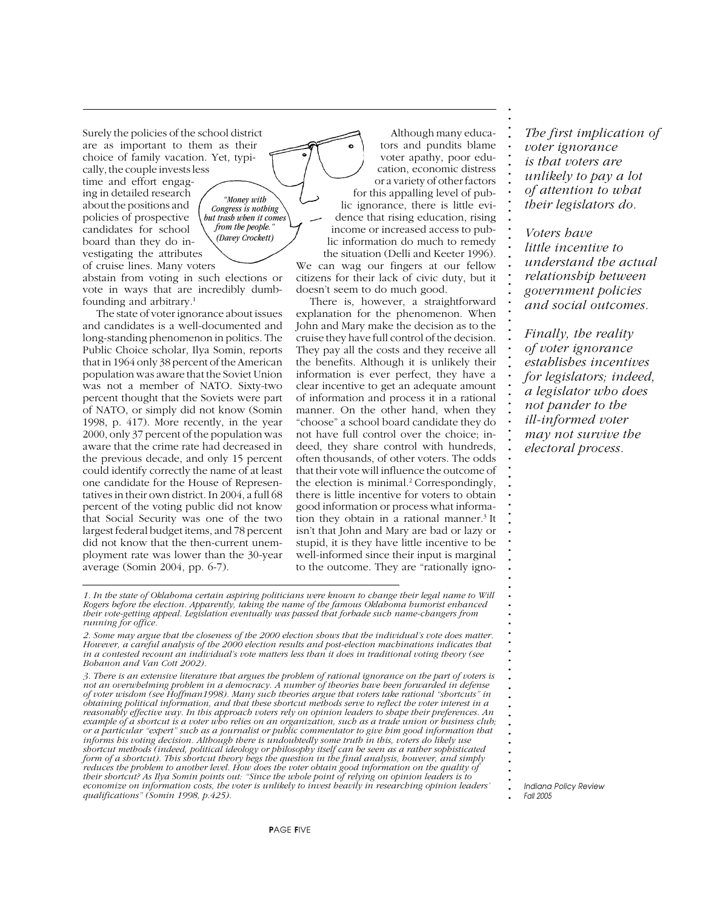Surely the policies of the school district are as important to them as their choice of family vacation. Yet, typically, the couple invests less time and effort engaging in detailed research about the positions and policies of prospective candidates for school board than they do investigating the attributes of cruise lines. Many voters abstain from voting in such elections or vote in ways that are incredibly dumbfounding and arbitrary.[1]

*"Money with Congress is nothing but trash when it comes from the people." (Davey Crockett)*

The state of voter ignorance about issues and candidates is a well-documented and long-standing phenomenon in politics. The Public Choice scholar, Ilya Somin, reports that in 1964 only 38 percent of the American population was aware that the Soviet Union was not a member of NATO. Sixty-two percent thought that the Soviets were part of NATO, or simply did not know (Somin 1998, p. 417). More recently, in the year 2000, only 37 percent of the population was aware that the crime rate had decreased in the previous decade, and only 15 percent could identify correctly the name of at least one candidate for the House of Representatives in their own district. In 2004, a full 68 percent of the voting public did not know that Social Security was one of the two largest federal budget items, and 78 percent did not know that the then-current unemployment rate was lower than the 30-year average (Somin 2004, pp. 6-7).

Although many educators and pundits blame voter apathy, poor education, economic distress or a variety of other factors for this appalling level of public ignorance, there is little evidence that rising education, rising income or increased access to public information do much to remedy the situation (Delli and Keeter 1996). We can wag our fingers at our fellow citizens for their lack of civic duty, but it doesn't seem to do much good.

There is, however, a straightforward explanation for the phenomenon. When John and Mary make the decision as to the cruise they have full control of the decision. They pay all the costs and they receive all the benefits. Although it is unlikely their information is ever perfect, they have a clear incentive to get an adequate amount of information and process it in a rational manner. On the other hand, when they "choose" a school board candidate they do not have full control over the choice; indeed, they share control with hundreds, often thousands, of other voters. The odds that their vote will influence the outcome of the election is minimal.[2] Correspondingly, there is little incentive for voters to obtain good information or process what information they obtain in a rational manner.[3] It isn't that John and Mary are bad or lazy or stupid, it is they have little incentive to be well-informed since their input is marginal to the outcome. They are "rationally igno-

*The first implication of voter ignorance is that voters are unlikely to pay a lot of attention to what their legislators do.*

*Voters have little incentive to understand the actual relationship between government policies and social outcomes.*

*Finally, the reality of voter ignorance establishes incentives for legislators; indeed, a legislator who does not pander to the ill-informed voter may not survive the electoral process.*

---

*1. In the state of Oklahoma certain aspiring politicians were known to change their legal name to Will Rogers before the election. Apparently, taking the name of the famous Oklahoma humorist enhanced their vote-getting appeal. Legislation eventually was passed that forbade such name-changers from running for office.*

*2. Some may argue that the closeness of the 2000 election shows that the individual's vote does matter. However, a careful analysis of the 2000 election results and post-election machinations indicates that in a contested recount an individual's vote matters less than it does in traditional voting theory (see Bohanon and Van Cott 2002).*

*3. There is an extensive literature that argues the problem of rational ignorance on the part of voters is not an overwhelming problem in a democracy. A number of theories have been forwarded in defense of voter wisdom (see Hoffman1998). Many such theories argue that voters take rational "shortcuts" in obtaining political information, and that these shortcut methods serve to reflect the voter interest in a reasonably effective way. In this approach voters rely on opinion leaders to shape their preferences. An example of a shortcut is a voter who relies on an organization, such as a trade union or business club; or a particular "expert" such as a journalist or public commentator to give him good information that informs his voting decision. Although there is undoubtedly some truth in this, voters do likely use shortcut methods (indeed, political ideology or philosophy itself can be seen as a rather sophisticated form of a shortcut). This shortcut theory begs the question in the final analysis, however, and simply reduces the problem to another level. How does the voter obtain good information on the quality of their shortcut? As Ilya Somin points out: "Since the whole point of relying on opinion leaders is to economize on information costs, the voter is unlikely to invest heavily in researching opinion leaders' qualifications" (Somin 1998, p.425).*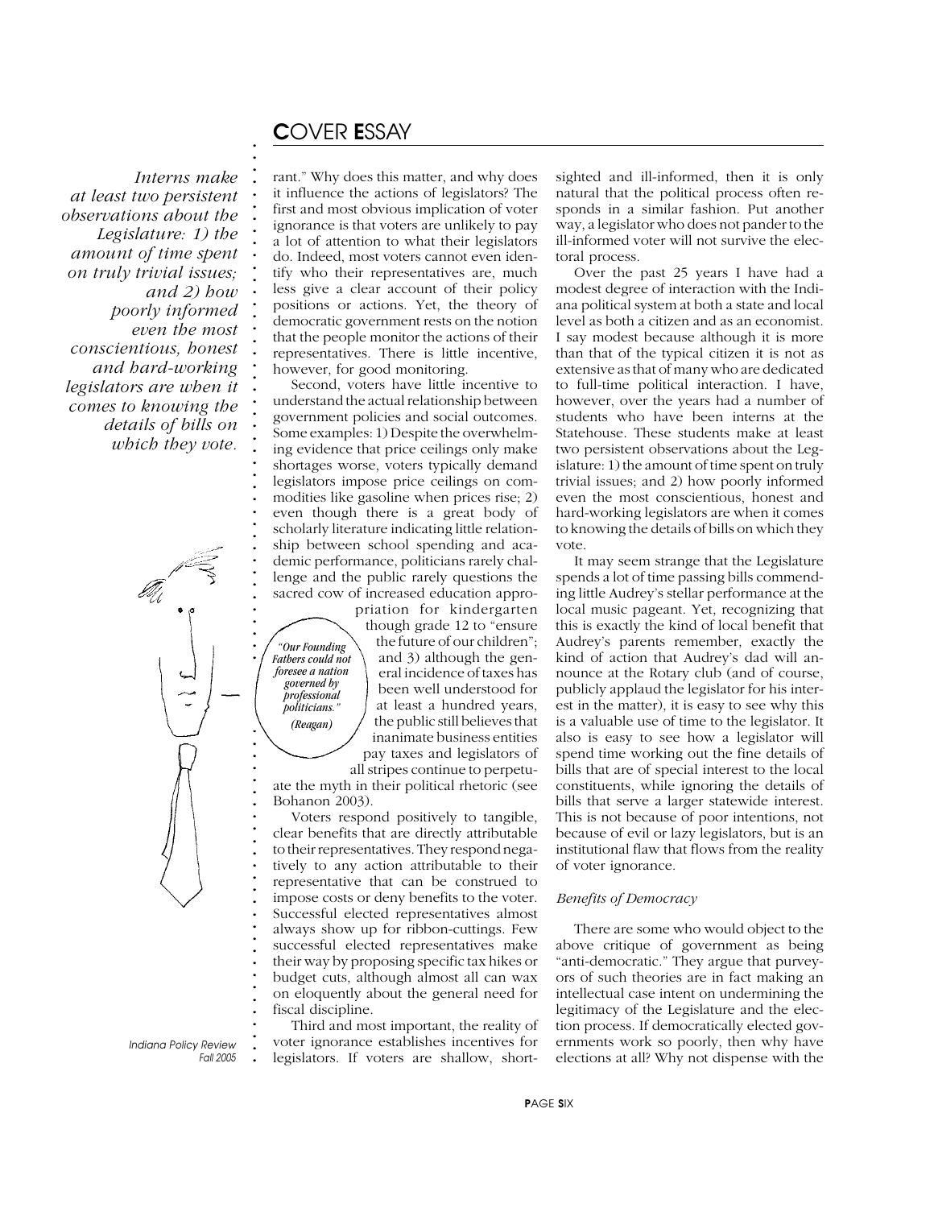*Interns make at least two persistent observations about the Legislature: 1) the amount of time spent on truly trivial issues; and 2) how poorly informed even the most conscientious, honest and hard-working legislators are when it comes to knowing the details of bills on which they vote.*

rant." Why does this matter, and why does it influence the actions of legislators? The first and most obvious implication of voter ignorance is that voters are unlikely to pay a lot of attention to what their legislators do. Indeed, most voters cannot even identify who their representatives are, much less give a clear account of their policy positions or actions. Yet, the theory of democratic government rests on the notion that the people monitor the actions of their representatives. There is little incentive, however, for good monitoring.

Second, voters have little incentive to understand the actual relationship between government policies and social outcomes. Some examples: 1) Despite the overwhelming evidence that price ceilings only make shortages worse, voters typically demand legislators impose price ceilings on commodities like gasoline when prices rise; 2) even though there is a great body of scholarly literature indicating little relationship between school spending and academic performance, politicians rarely challenge and the public rarely questions the sacred cow of increased education appropriation for kindergarten though grade 12 to "ensure the future of our children"; and 3) although the general incidence of taxes has been well understood for at least a hundred years, the public still believes that inanimate business entities pay taxes and legislators of all stripes continue to perpetuate the myth in their political rhetoric (see Bohanon 2003).

*"Our Founding Fathers could not foresee a nation governed by professional politicians." (Reagan)*

Voters respond positively to tangible, clear benefits that are directly attributable to their representatives. They respond negatively to any action attributable to their representative that can be construed to impose costs or deny benefits to the voter. Successful elected representatives almost always show up for ribbon-cuttings. Few successful elected representatives make their way by proposing specific tax hikes or budget cuts, although almost all can wax on eloquently about the general need for fiscal discipline.

Third and most important, the reality of voter ignorance establishes incentives for legislators. If voters are shallow, shortsighted and ill-informed, then it is only natural that the political process often responds in a similar fashion. Put another way, a legislator who does not pander to the ill-informed voter will not survive the electoral process.

Over the past 25 years I have had a modest degree of interaction with the Indiana political system at both a state and local level as both a citizen and as an economist. I say modest because although it is more than that of the typical citizen it is not as extensive as that of many who are dedicated to full-time political interaction. I have, however, over the years had a number of students who have been interns at the Statehouse. These students make at least two persistent observations about the Legislature: 1) the amount of time spent on truly trivial issues; and 2) how poorly informed even the most conscientious, honest and hard-working legislators are when it comes to knowing the details of bills on which they vote.

It may seem strange that the Legislature spends a lot of time passing bills commending little Audrey's stellar performance at the local music pageant. Yet, recognizing that this is exactly the kind of local benefit that Audrey's parents remember, exactly the kind of action that Audrey's dad will announce at the Rotary club (and of course, publicly applaud the legislator for his interest in the matter), it is easy to see why this is a valuable use of time to the legislator. It also is easy to see how a legislator will spend time working out the fine details of bills that are of special interest to the local constituents, while ignoring the details of bills that serve a larger statewide interest. This is not because of poor intentions, not because of evil or lazy legislators, but is an institutional flaw that flows from the reality of voter ignorance.

### *Benefits of Democracy*

There are some who would object to the above critique of government as being "anti-democratic." They argue that purveyors of such theories are in fact making an intellectual case intent on undermining the legitimacy of the Legislature and the election process. If democratically elected governments work so poorly, then why have elections at all? Why not dispense with the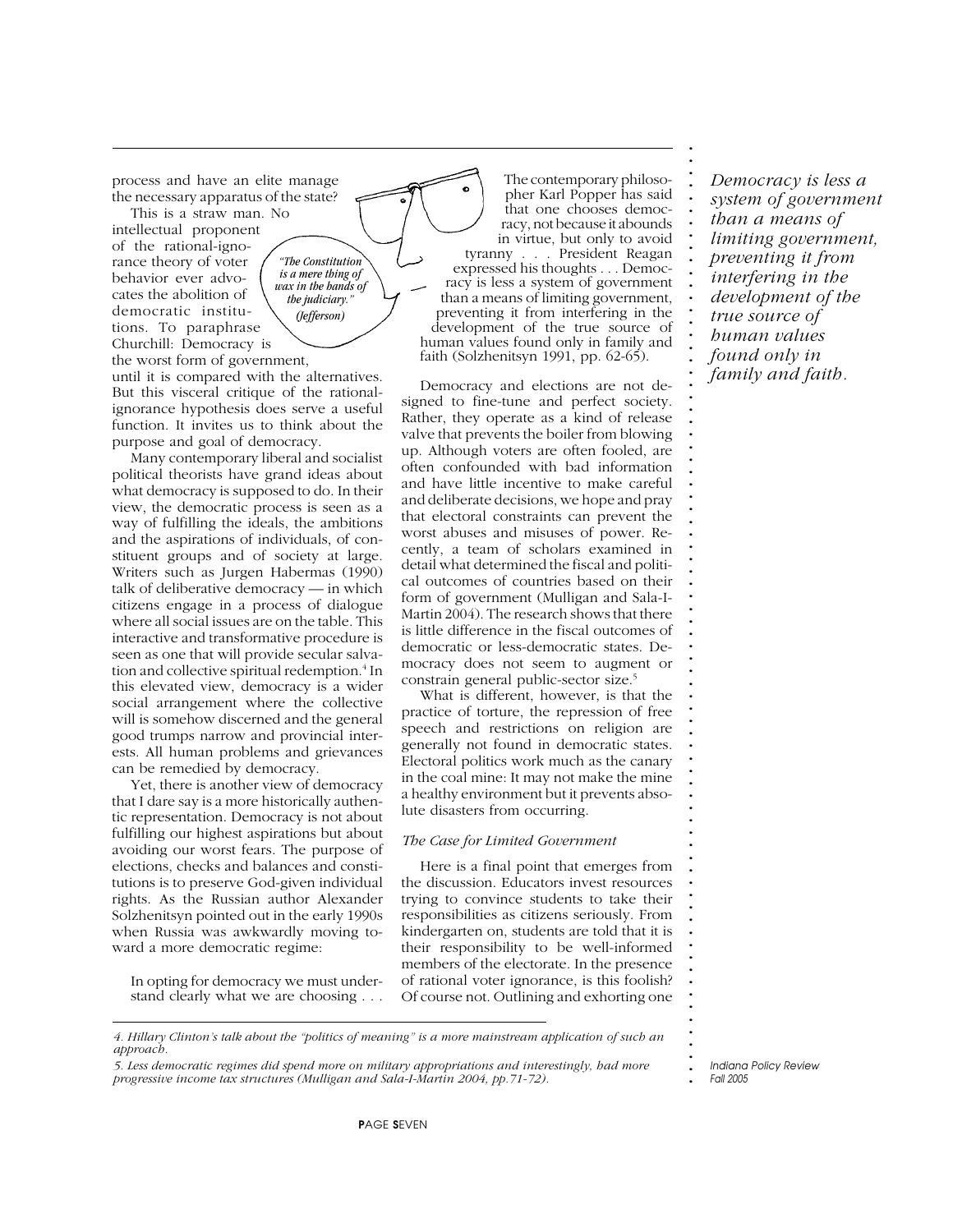process and have an elite manage the necessary apparatus of the state?

This is a straw man. No intellectual proponent of the rational-ignorance theory of voter behavior ever advocates the abolition of democratic institutions. To paraphrase Churchill: Democracy is the worst form of government, until it is compared with the alternatives. But this visceral critique of the rational-ignorance hypothesis does serve a useful function. It invites us to think about the purpose and goal of democracy.

*"The Constitution is a mere thing of wax in the hands of the judiciary." (Jefferson)*

Many contemporary liberal and socialist political theorists have grand ideas about what democracy is supposed to do. In their view, the democratic process is seen as a way of fulfilling the ideals, the ambitions and the aspirations of individuals, of constituent groups and of society at large. Writers such as Jurgen Habermas (1990) talk of deliberative democracy — in which citizens engage in a process of dialogue where all social issues are on the table. This interactive and transformative procedure is seen as one that will provide secular salvation and collective spiritual redemption.[4] In this elevated view, democracy is a wider social arrangement where the collective will is somehow discerned and the general good trumps narrow and provincial interests. All human problems and grievances can be remedied by democracy.

Yet, there is another view of democracy that I dare say is a more historically authentic representation. Democracy is not about fulfilling our highest aspirations but about avoiding our worst fears. The purpose of elections, checks and balances and constitutions is to preserve God-given individual rights. As the Russian author Alexander Solzhenitsyn pointed out in the early 1990s when Russia was awkwardly moving toward a more democratic regime:

> In opting for democracy we must understand clearly what we are choosing . . . The contemporary philosopher Karl Popper has said that one chooses democracy, not because it abounds in virtue, but only to avoid tyranny . . . President Reagan expressed his thoughts . . . Democracy is less a system of government than a means of limiting government, preventing it from interfering in the development of the true source of human values found only in family and faith (Solzhenitsyn 1991, pp. 62-65).

Democracy and elections are not designed to fine-tune and perfect society. Rather, they operate as a kind of release valve that prevents the boiler from blowing up. Although voters are often fooled, are often confounded with bad information and have little incentive to make careful and deliberate decisions, we hope and pray that electoral constraints can prevent the worst abuses and misuses of power. Recently, a team of scholars examined in detail what determined the fiscal and political outcomes of countries based on their form of government (Mulligan and Sala-I-Martin 2004). The research shows that there is little difference in the fiscal outcomes of democratic or less-democratic states. Democracy does not seem to augment or constrain general public-sector size.[5]

What is different, however, is that the practice of torture, the repression of free speech and restrictions on religion are generally not found in democratic states. Electoral politics work much as the canary in the coal mine: It may not make the mine a healthy environment but it prevents absolute disasters from occurring.

*Democracy is less a system of government than a means of limiting government, preventing it from interfering in the development of the true source of human values found only in family and faith.*

### *The Case for Limited Government*

Here is a final point that emerges from the discussion. Educators invest resources trying to convince students to take their responsibilities as citizens seriously. From kindergarten on, students are told that it is their responsibility to be well-informed members of the electorate. In the presence of rational voter ignorance, is this foolish? Of course not. Outlining and exhorting one

---

*4. Hillary Clinton's talk about the "politics of meaning" is a more mainstream application of such an approach.*

*5. Less democratic regimes did spend more on military appropriations and interestingly, had more progressive income tax structures (Mulligan and Sala-I-Martin 2004, pp.71-72).*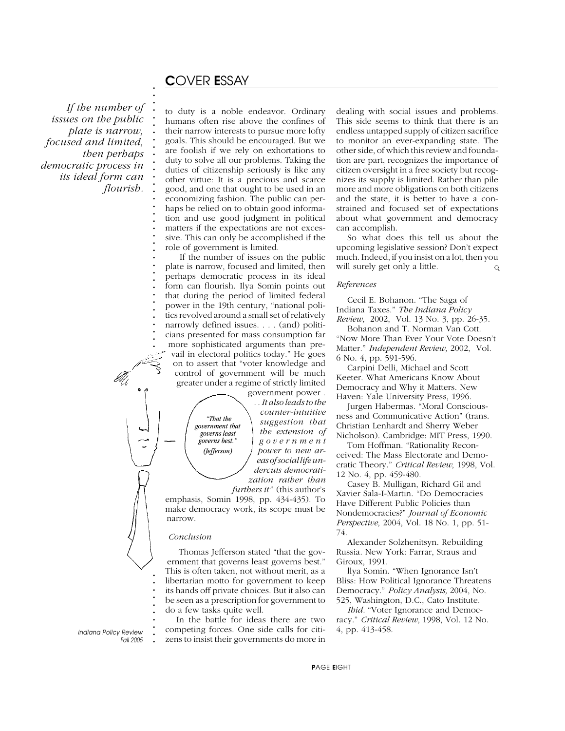*If the number of issues on the public plate is narrow, focused and limited, then perhaps democratic process in its ideal form can flourish.*

to duty is a noble endeavor. Ordinary humans often rise above the confines of their narrow interests to pursue more lofty goals. This should be encouraged. But we are foolish if we rely on exhortations to duty to solve all our problems. Taking the duties of citizenship seriously is like any other virtue: It is a precious and scarce good, and one that ought to be used in an economizing fashion. The public can perhaps be relied on to obtain good information and use good judgment in political matters if the expectations are not excessive. This can only be accomplished if the role of government is limited.

If the number of issues on the public plate is narrow, focused and limited, then perhaps democratic process in its ideal form can flourish. Ilya Somin points out that during the period of limited federal power in the 19th century, "national politics revolved around a small set of relatively narrowly defined issues. . . . (and) politicians presented for mass consumption far more sophisticated arguments than prevail in electoral politics today." He goes on to assert that "voter knowledge and control of government will be much greater under a regime of strictly limited government power . . . *It also leads to the counter-intuitive suggestion that the extension of government power to new areas of social life undercuts democratization rather than furthers it*" (this author's emphasis, Somin 1998, pp. 434-435). To make democracy work, its scope must be narrow.

*"That the government that governs least governs best." (Jefferson)*

*Conclusion*

Thomas Jefferson stated "that the government that governs least governs best." This is often taken, not without merit, as a libertarian motto for government to keep its hands off private choices. But it also can be seen as a prescription for government to do a few tasks quite well.

In the battle for ideas there are two competing forces. One side calls for citizens to insist their governments do more in dealing with social issues and problems. This side seems to think that there is an endless untapped supply of citizen sacrifice to monitor an ever-expanding state. The other side, of which this review and foundation are part, recognizes the importance of citizen oversight in a free society but recognizes its supply is limited. Rather than pile more and more obligations on both citizens and the state, it is better to have a constrained and focused set of expectations about what government and democracy can accomplish.

So what does this tell us about the upcoming legislative session? Don't expect much. Indeed, if you insist on a lot, then you will surely get only a little.

*References*

Cecil E. Bohanon. "The Saga of Indiana Taxes." *The Indiana Policy Review,* 2002, Vol. 13 No. 3, pp. 26-35.

Bohanon and T. Norman Van Cott. "Now More Than Ever Your Vote Doesn't Matter." *Independent Review,* 2002, Vol. 6 No. 4, pp. 591-596.

Carpini Delli, Michael and Scott Keeter. What Americans Know About Democracy and Why it Matters. New Haven: Yale University Press, 1996.

Jurgen Habermas. "Moral Consciousness and Communicative Action" (trans. Christian Lenhardt and Sherry Weber Nicholson). Cambridge: MIT Press, 1990.

Tom Hoffman. "Rationality Reconceived: The Mass Electorate and Democratic Theory." *Critical Review*, 1998, Vol. 12 No. 4, pp. 459-480.

Casey B. Mulligan, Richard Gil and Xavier Sala-I-Martin. "Do Democracies Have Different Public Policies than Nondemocracies?" *Journal of Economic Perspective,* 2004, Vol. 18 No. 1, pp. 51-74.

Alexander Solzhenitsyn. Rebuilding Russia. New York: Farrar, Straus and Giroux, 1991.

Ilya Somin. "When Ignorance Isn't Bliss: How Political Ignorance Threatens Democracy." *Policy Analysis,* 2004, No. 525, Washington, D.C., Cato Institute.

*Ibid*. "Voter Ignorance and Democracy." *Critical Review,* 1998, Vol. 12 No. 4, pp. 413-458.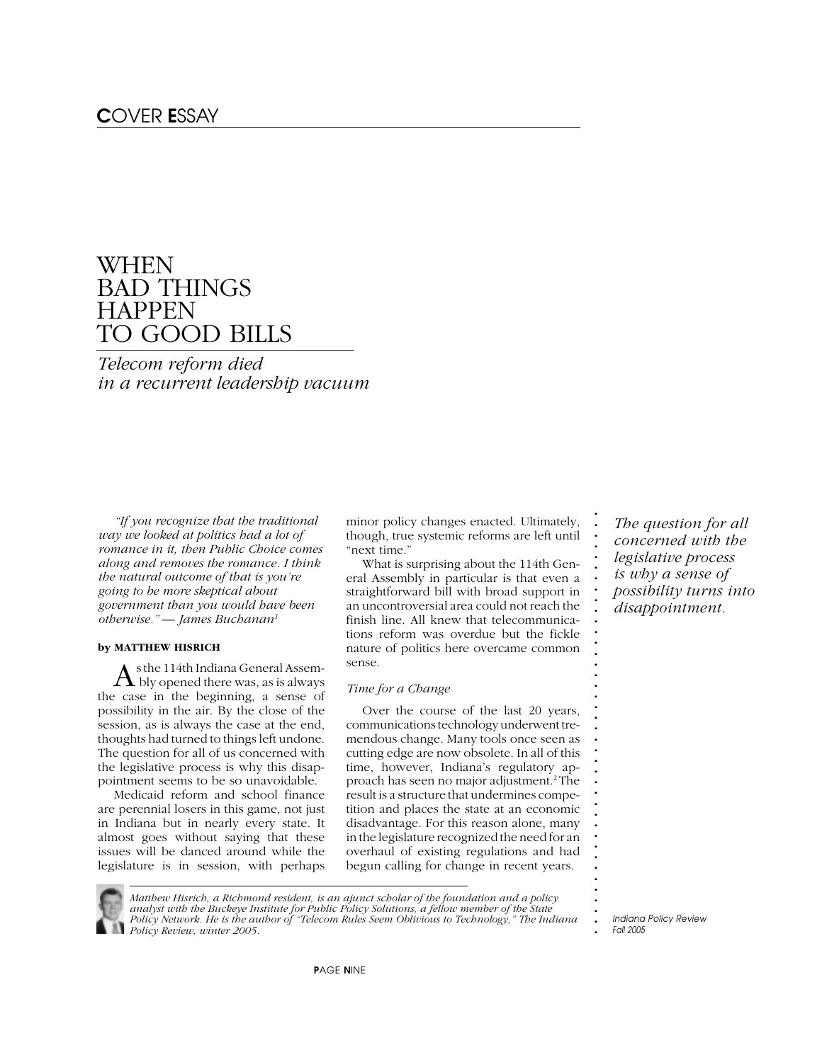# WHEN BAD THINGS HAPPEN TO GOOD BILLS

*Telecom reform died in a recurrent leadership vacuum*

*"If you recognize that the traditional way we looked at politics had a lot of romance in it, then Public Choice comes along and removes the romance. I think the natural outcome of that is you're going to be more skeptical about government than you would have been otherwise." — James Buchanan*[1]

**by MATTHEW HISRICH**

As the 114th Indiana General Assembly opened there was, as is always the case in the beginning, a sense of possibility in the air. By the close of the session, as is always the case at the end, thoughts had turned to things left undone. The question for all of us concerned with the legislative process is why this disappointment seems to be so unavoidable.

Medicaid reform and school finance are perennial losers in this game, not just in Indiana but in nearly every state. It almost goes without saying that these issues will be danced around while the legislature is in session, with perhaps minor policy changes enacted. Ultimately, though, true systemic reforms are left until "next time."

What is surprising about the 114th General Assembly in particular is that even a straightforward bill with broad support in an uncontroversial area could not reach the finish line. All knew that telecommunications reform was overdue but the fickle nature of politics here overcame common sense.

*The question for all concerned with the legislative process is why a sense of possibility turns into disappointment.*

*Time for a Change*

Over the course of the last 20 years, communications technology underwent tremendous change. Many tools once seen as cutting edge are now obsolete. In all of this time, however, Indiana's regulatory approach has seen no major adjustment.[2] The result is a structure that undermines competition and places the state at an economic disadvantage. For this reason alone, many in the legislature recognized the need for an overhaul of existing regulations and had begun calling for change in recent years.

*Matthew Hisrich, a Richmond resident, is an ajunct scholar of the foundation and a policy analyst with the Buckeye Institute for Public Policy Solutions, a fellow member of the State Policy Network. He is the author of "Telecom Rules Seem Oblivious to Technology," The Indiana Policy Review, winter 2005.*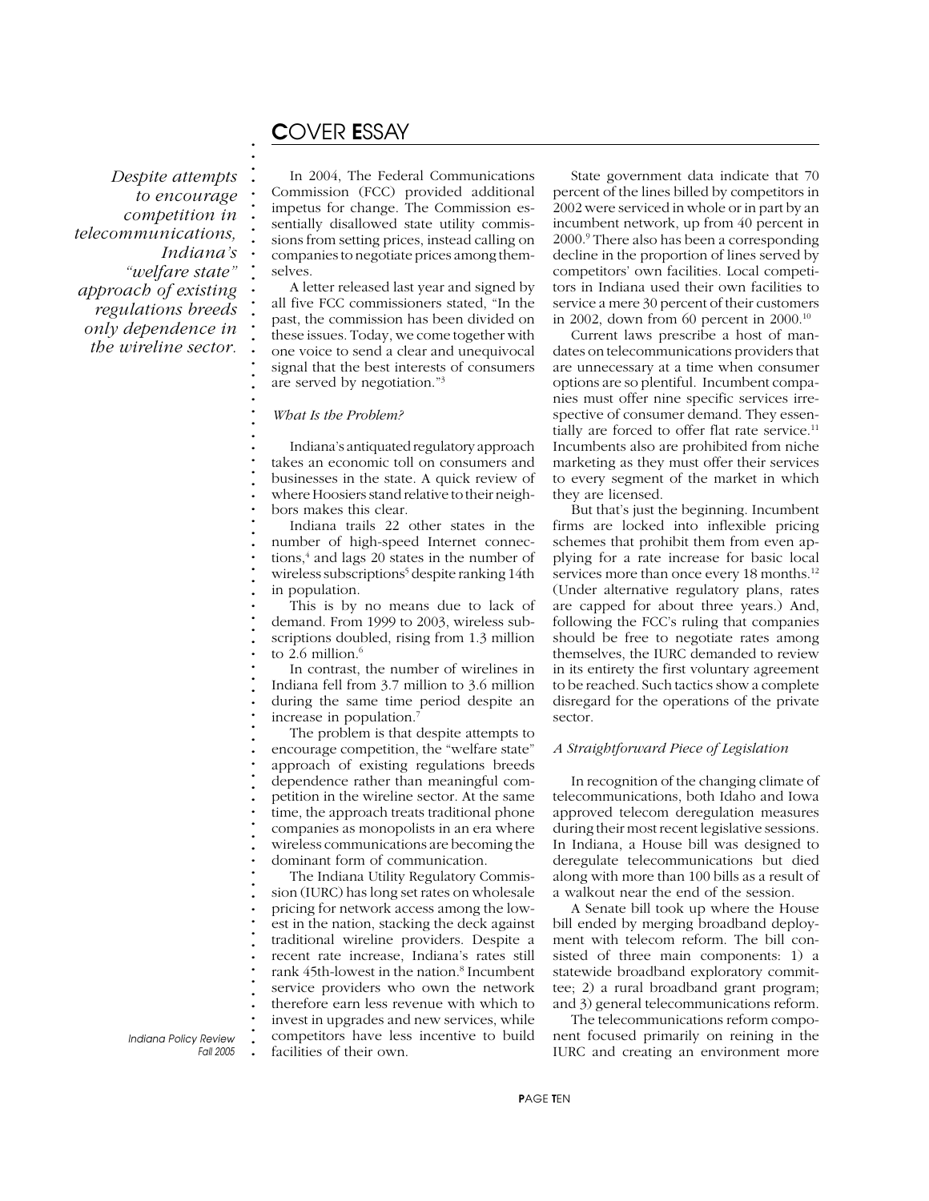*Despite attempts to encourage competition in telecommunications, Indiana's "welfare state" approach of existing regulations breeds only dependence in the wireline sector.*

In 2004, The Federal Communications Commission (FCC) provided additional impetus for change. The Commission essentially disallowed state utility commissions from setting prices, instead calling on companies to negotiate prices among themselves.

A letter released last year and signed by all five FCC commissioners stated, "In the past, the commission has been divided on these issues. Today, we come together with one voice to send a clear and unequivocal signal that the best interests of consumers are served by negotiation."[3]

### *What Is the Problem?*

Indiana's antiquated regulatory approach takes an economic toll on consumers and businesses in the state. A quick review of where Hoosiers stand relative to their neighbors makes this clear.

Indiana trails 22 other states in the number of high-speed Internet connections,[4] and lags 20 states in the number of wireless subscriptions[5] despite ranking 14th in population.

This is by no means due to lack of demand. From 1999 to 2003, wireless subscriptions doubled, rising from 1.3 million to 2.6 million.[6]

In contrast, the number of wirelines in Indiana fell from 3.7 million to 3.6 million during the same time period despite an increase in population.[7]

The problem is that despite attempts to encourage competition, the "welfare state" approach of existing regulations breeds dependence rather than meaningful competition in the wireline sector. At the same time, the approach treats traditional phone companies as monopolists in an era where wireless communications are becoming the dominant form of communication.

The Indiana Utility Regulatory Commission (IURC) has long set rates on wholesale pricing for network access among the lowest in the nation, stacking the deck against traditional wireline providers. Despite a recent rate increase, Indiana's rates still rank 45th-lowest in the nation.[8] Incumbent service providers who own the network therefore earn less revenue with which to invest in upgrades and new services, while competitors have less incentive to build facilities of their own.

State government data indicate that 70 percent of the lines billed by competitors in 2002 were serviced in whole or in part by an incumbent network, up from 40 percent in 2000.[9] There also has been a corresponding decline in the proportion of lines served by competitors' own facilities. Local competitors in Indiana used their own facilities to service a mere 30 percent of their customers in 2002, down from 60 percent in 2000.[10]

Current laws prescribe a host of mandates on telecommunications providers that are unnecessary at a time when consumer options are so plentiful. Incumbent companies must offer nine specific services irrespective of consumer demand. They essentially are forced to offer flat rate service.[11] Incumbents also are prohibited from niche marketing as they must offer their services to every segment of the market in which they are licensed.

But that's just the beginning. Incumbent firms are locked into inflexible pricing schemes that prohibit them from even applying for a rate increase for basic local services more than once every 18 months.[12] (Under alternative regulatory plans, rates are capped for about three years.) And, following the FCC's ruling that companies should be free to negotiate rates among themselves, the IURC demanded to review in its entirety the first voluntary agreement to be reached. Such tactics show a complete disregard for the operations of the private sector.

### *A Straightforward Piece of Legislation*

In recognition of the changing climate of telecommunications, both Idaho and Iowa approved telecom deregulation measures during their most recent legislative sessions. In Indiana, a House bill was designed to deregulate telecommunications but died along with more than 100 bills as a result of a walkout near the end of the session.

A Senate bill took up where the House bill ended by merging broadband deployment with telecom reform. The bill consisted of three main components: 1) a statewide broadband exploratory committee; 2) a rural broadband grant program; and 3) general telecommunications reform.

The telecommunications reform component focused primarily on reining in the IURC and creating an environment more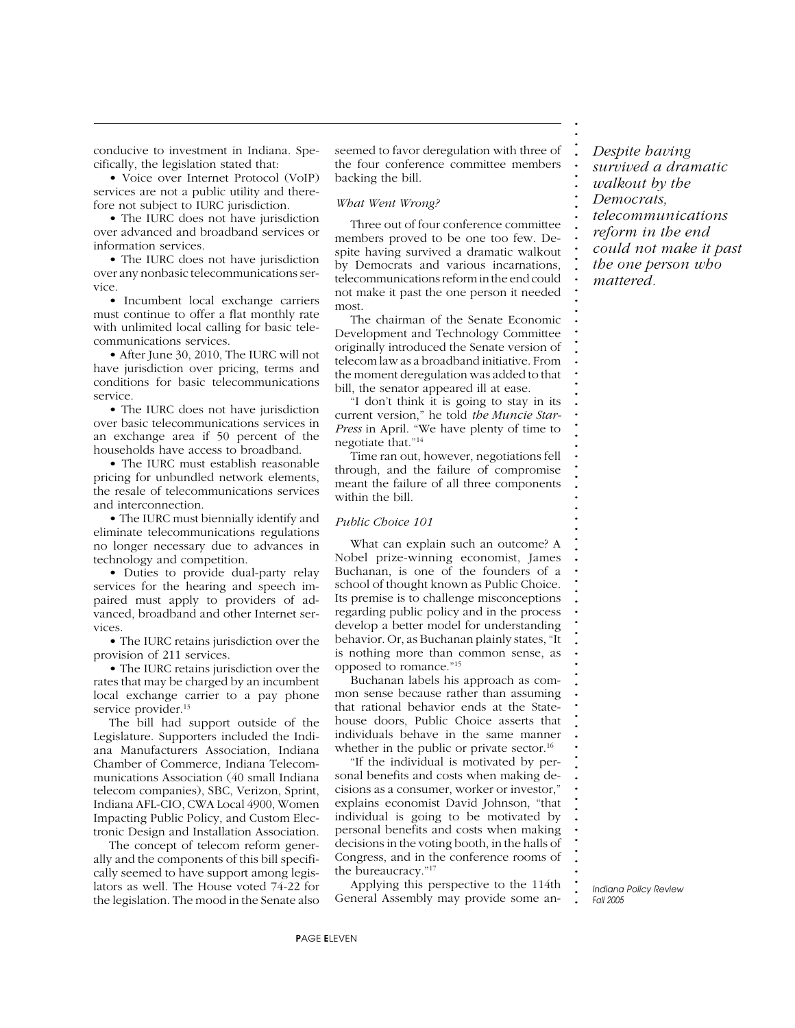conducive to investment in Indiana. Specifically, the legislation stated that:

- Voice over Internet Protocol (VoIP) services are not a public utility and therefore not subject to IURC jurisdiction.
- The IURC does not have jurisdiction over advanced and broadband services or information services.
- The IURC does not have jurisdiction over any nonbasic telecommunications service.
- Incumbent local exchange carriers must continue to offer a flat monthly rate with unlimited local calling for basic telecommunications services.
- After June 30, 2010, The IURC will not have jurisdiction over pricing, terms and conditions for basic telecommunications service.
- The IURC does not have jurisdiction over basic telecommunications services in an exchange area if 50 percent of the households have access to broadband.
- The IURC must establish reasonable pricing for unbundled network elements, the resale of telecommunications services and interconnection.
- The IURC must biennially identify and eliminate telecommunications regulations no longer necessary due to advances in technology and competition.
- Duties to provide dual-party relay services for the hearing and speech impaired must apply to providers of advanced, broadband and other Internet services.
- The IURC retains jurisdiction over the provision of 211 services.
- The IURC retains jurisdiction over the rates that may be charged by an incumbent local exchange carrier to a pay phone service provider.[13]

The bill had support outside of the Legislature. Supporters included the Indiana Manufacturers Association, Indiana Chamber of Commerce, Indiana Telecommunications Association (40 small Indiana telecom companies), SBC, Verizon, Sprint, Indiana AFL-CIO, CWA Local 4900, Women Impacting Public Policy, and Custom Electronic Design and Installation Association.

The concept of telecom reform generally and the components of this bill specifically seemed to have support among legislators as well. The House voted 74-22 for the legislation. The mood in the Senate also seemed to favor deregulation with three of the four conference committee members backing the bill.

*What Went Wrong?*

Three out of four conference committee members proved to be one too few. Despite having survived a dramatic walkout by Democrats and various incarnations, telecommunications reform in the end could not make it past the one person it needed most.

The chairman of the Senate Economic Development and Technology Committee originally introduced the Senate version of telecom law as a broadband initiative. From the moment deregulation was added to that bill, the senator appeared ill at ease.

"I don't think it is going to stay in its current version," he told *the Muncie Star-Press* in April. "We have plenty of time to negotiate that."[14]

Time ran out, however, negotiations fell through, and the failure of compromise meant the failure of all three components within the bill.

*Public Choice 101*

What can explain such an outcome? A Nobel prize-winning economist, James Buchanan, is one of the founders of a school of thought known as Public Choice. Its premise is to challenge misconceptions regarding public policy and in the process develop a better model for understanding behavior. Or, as Buchanan plainly states, "It is nothing more than common sense, as opposed to romance."[15]

Buchanan labels his approach as common sense because rather than assuming that rational behavior ends at the Statehouse doors, Public Choice asserts that individuals behave in the same manner whether in the public or private sector.[16]

"If the individual is motivated by personal benefits and costs when making decisions as a consumer, worker or investor," explains economist David Johnson, "that individual is going to be motivated by personal benefits and costs when making decisions in the voting booth, in the halls of Congress, and in the conference rooms of the bureaucracy."[17]

Applying this perspective to the 114th General Assembly may provide some an-

*Despite having survived a dramatic walkout by the Democrats, telecommunications reform in the end could not make it past the one person who mattered.*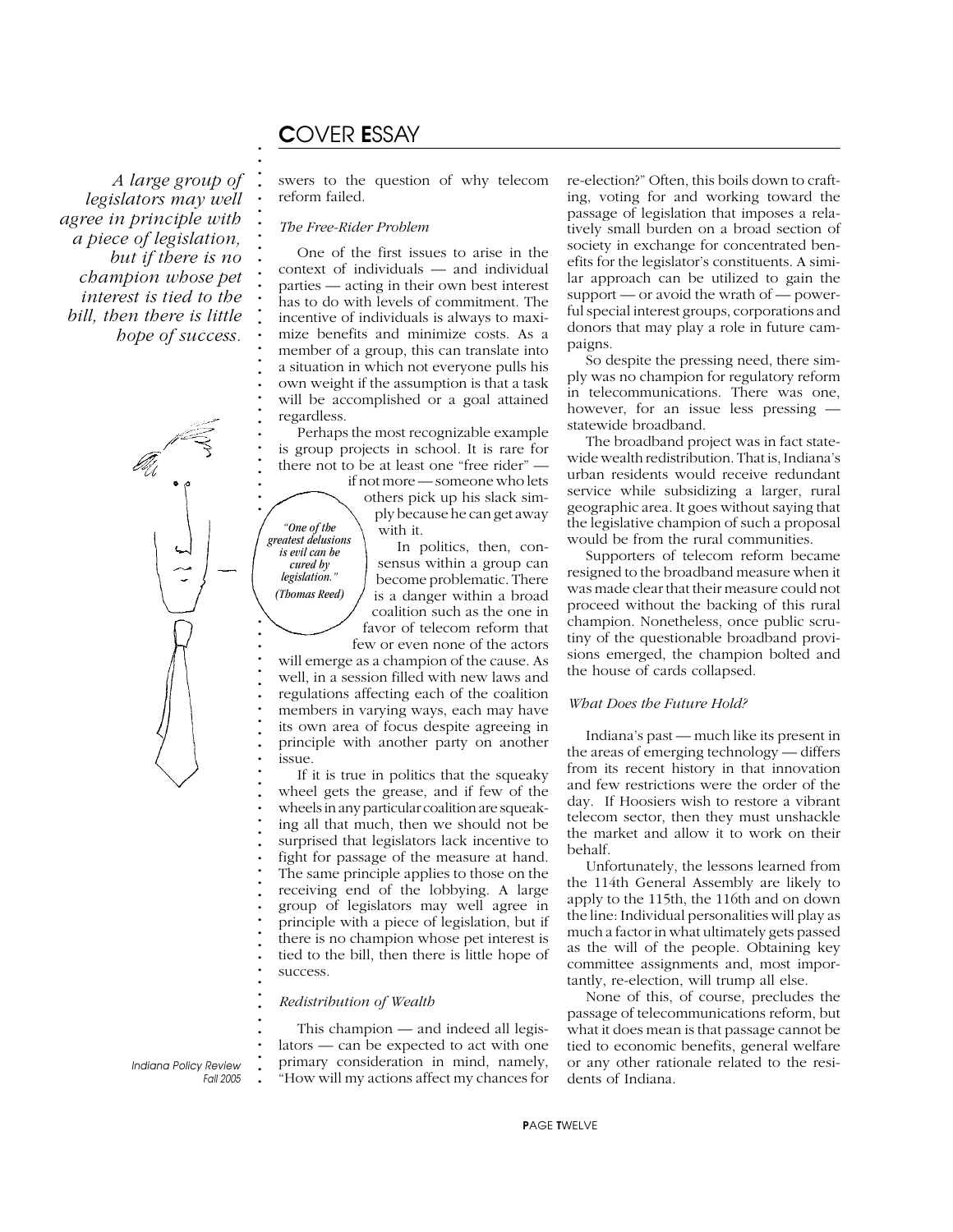*A large group of legislators may well agree in principle with a piece of legislation, but if there is no champion whose pet interest is tied to the bill, then there is little hope of success.*

swers to the question of why telecom reform failed.

*The Free-Rider Problem*

One of the first issues to arise in the context of individuals — and individual parties — acting in their own best interest has to do with levels of commitment. The incentive of individuals is always to maximize benefits and minimize costs. As a member of a group, this can translate into a situation in which not everyone pulls his own weight if the assumption is that a task will be accomplished or a goal attained regardless.

Perhaps the most recognizable example is group projects in school. It is rare for there not to be at least one "free rider" — if not more — someone who lets others pick up his slack simply because he can get away with it.

*"One of the greatest delusions is evil can be cured by legislation." (Thomas Reed)*

In politics, then, consensus within a group can become problematic. There is a danger within a broad coalition such as the one in favor of telecom reform that few or even none of the actors will emerge as a champion of the cause. As well, in a session filled with new laws and regulations affecting each of the coalition members in varying ways, each may have its own area of focus despite agreeing in principle with another party on another issue.

If it is true in politics that the squeaky wheel gets the grease, and if few of the wheels in any particular coalition are squeaking all that much, then we should not be surprised that legislators lack incentive to fight for passage of the measure at hand. The same principle applies to those on the receiving end of the lobbying. A large group of legislators may well agree in principle with a piece of legislation, but if there is no champion whose pet interest is tied to the bill, then there is little hope of success.

*Redistribution of Wealth*

This champion — and indeed all legislators — can be expected to act with one primary consideration in mind, namely, "How will my actions affect my chances for re-election?" Often, this boils down to crafting, voting for and working toward the passage of legislation that imposes a relatively small burden on a broad section of society in exchange for concentrated benefits for the legislator's constituents. A similar approach can be utilized to gain the support — or avoid the wrath of — powerful special interest groups, corporations and donors that may play a role in future campaigns.

So despite the pressing need, there simply was no champion for regulatory reform in telecommunications. There was one, however, for an issue less pressing — statewide broadband.

The broadband project was in fact statewide wealth redistribution. That is, Indiana's urban residents would receive redundant service while subsidizing a larger, rural geographic area. It goes without saying that the legislative champion of such a proposal would be from the rural communities.

Supporters of telecom reform became resigned to the broadband measure when it was made clear that their measure could not proceed without the backing of this rural champion. Nonetheless, once public scrutiny of the questionable broadband provisions emerged, the champion bolted and the house of cards collapsed.

*What Does the Future Hold?*

Indiana's past — much like its present in the areas of emerging technology — differs from its recent history in that innovation and few restrictions were the order of the day. If Hoosiers wish to restore a vibrant telecom sector, then they must unshackle the market and allow it to work on their behalf.

Unfortunately, the lessons learned from the 114th General Assembly are likely to apply to the 115th, the 116th and on down the line: Individual personalities will play as much a factor in what ultimately gets passed as the will of the people. Obtaining key committee assignments and, most importantly, re-election, will trump all else.

None of this, of course, precludes the passage of telecommunications reform, but what it does mean is that passage cannot be tied to economic benefits, general welfare or any other rationale related to the residents of Indiana.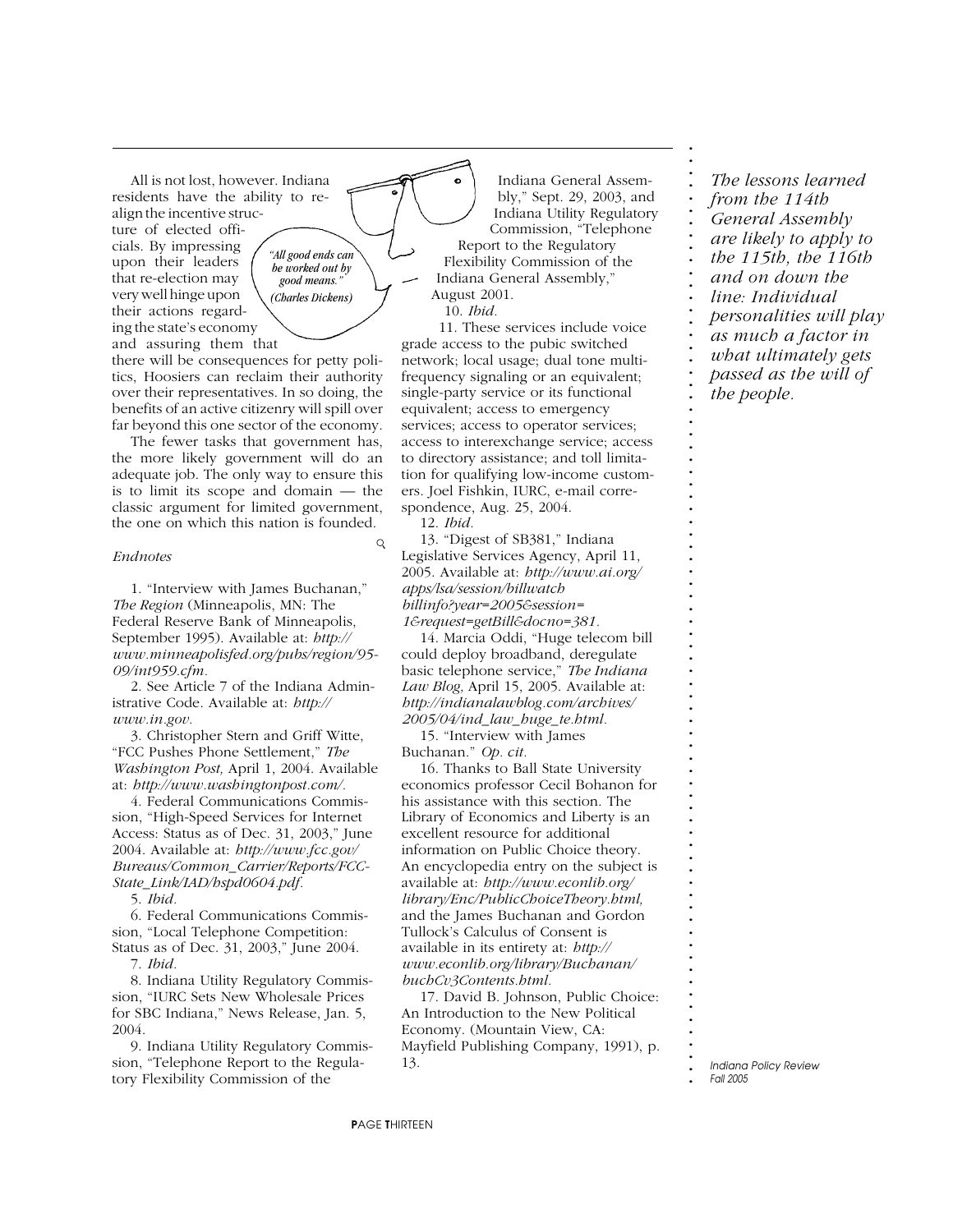All is not lost, however. Indiana residents have the ability to re-align the incentive structure of elected officials. By impressing upon their leaders that re-election may very well hinge upon their actions regarding the state's economy and assuring them that there will be consequences for petty politics, Hoosiers can reclaim their authority over their representatives. In so doing, the benefits of an active citizenry will spill over far beyond this one sector of the economy.

*"All good ends can be worked out by good means." (Charles Dickens)*

The fewer tasks that government has, the more likely government will do an adequate job. The only way to ensure this is to limit its scope and domain — the classic argument for limited government, the one on which this nation is founded.

*The lessons learned from the 114th General Assembly are likely to apply to the 115th, the 116th and on down the line: Individual personalities will play as much a factor in what ultimately gets passed as the will of the people.*

*Endnotes*

1. "Interview with James Buchanan," *The Region* (Minneapolis, MN: The Federal Reserve Bank of Minneapolis, September 1995). Available at: *http://www.minneapolisfed.org/pubs/region/95-09/int959.cfm.*

2. See Article 7 of the Indiana Administrative Code. Available at: *http://www.in.gov.*

3. Christopher Stern and Griff Witte, "FCC Pushes Phone Settlement," *The Washington Post,* April 1, 2004. Available at: *http://www.washingtonpost.com/.*

4. Federal Communications Commission, "High-Speed Services for Internet Access: Status as of Dec. 31, 2003," June 2004. Available at: *http://www.fcc.gov/Bureaus/Common_Carrier/Reports/FCC-State_Link/IAD/hspd0604.pdf.*

5. *Ibid.*

6. Federal Communications Commission, "Local Telephone Competition: Status as of Dec. 31, 2003," June 2004.

7. *Ibid.*

8. Indiana Utility Regulatory Commission, "IURC Sets New Wholesale Prices for SBC Indiana," News Release, Jan. 5, 2004.

9. Indiana Utility Regulatory Commission, "Telephone Report to the Regulatory Flexibility Commission of the Indiana General Assembly," Sept. 29, 2003, and Indiana Utility Regulatory Commission, "Telephone Report to the Regulatory Flexibility Commission of the Indiana General Assembly," August 2001.

10. *Ibid.*

11. These services include voice grade access to the pubic switched network; local usage; dual tone multi-frequency signaling or an equivalent; single-party service or its functional equivalent; access to emergency services; access to operator services; access to interexchange service; access to directory assistance; and toll limitation for qualifying low-income customers. Joel Fishkin, IURC, e-mail correspondence, Aug. 25, 2004.

12. *Ibid.*

13. "Digest of SB381," Indiana Legislative Services Agency, April 11, 2005. Available at: *http://www.ai.org/apps/lsa/session/billwatch billinfo?year=2005&session=1&request=getBill&docno=381.*

14. Marcia Oddi, "Huge telecom bill could deploy broadband, deregulate basic telephone service," *The Indiana Law Blog,* April 15, 2005. Available at: *http://indianalawblog.com/archives/2005/04/ind_law_huge_te.html.*

15. "Interview with James Buchanan." *Op. cit.*

16. Thanks to Ball State University economics professor Cecil Bohanon for his assistance with this section. The Library of Economics and Liberty is an excellent resource for additional information on Public Choice theory. An encyclopedia entry on the subject is available at: *http://www.econlib.org/library/Enc/PublicChoiceTheory.html,* and the James Buchanan and Gordon Tullock's Calculus of Consent is available in its entirety at: *http://www.econlib.org/library/Buchanan/buchCv3Contents.html.*

17. David B. Johnson, Public Choice: An Introduction to the New Political Economy. (Mountain View, CA: Mayfield Publishing Company, 1991), p. 13.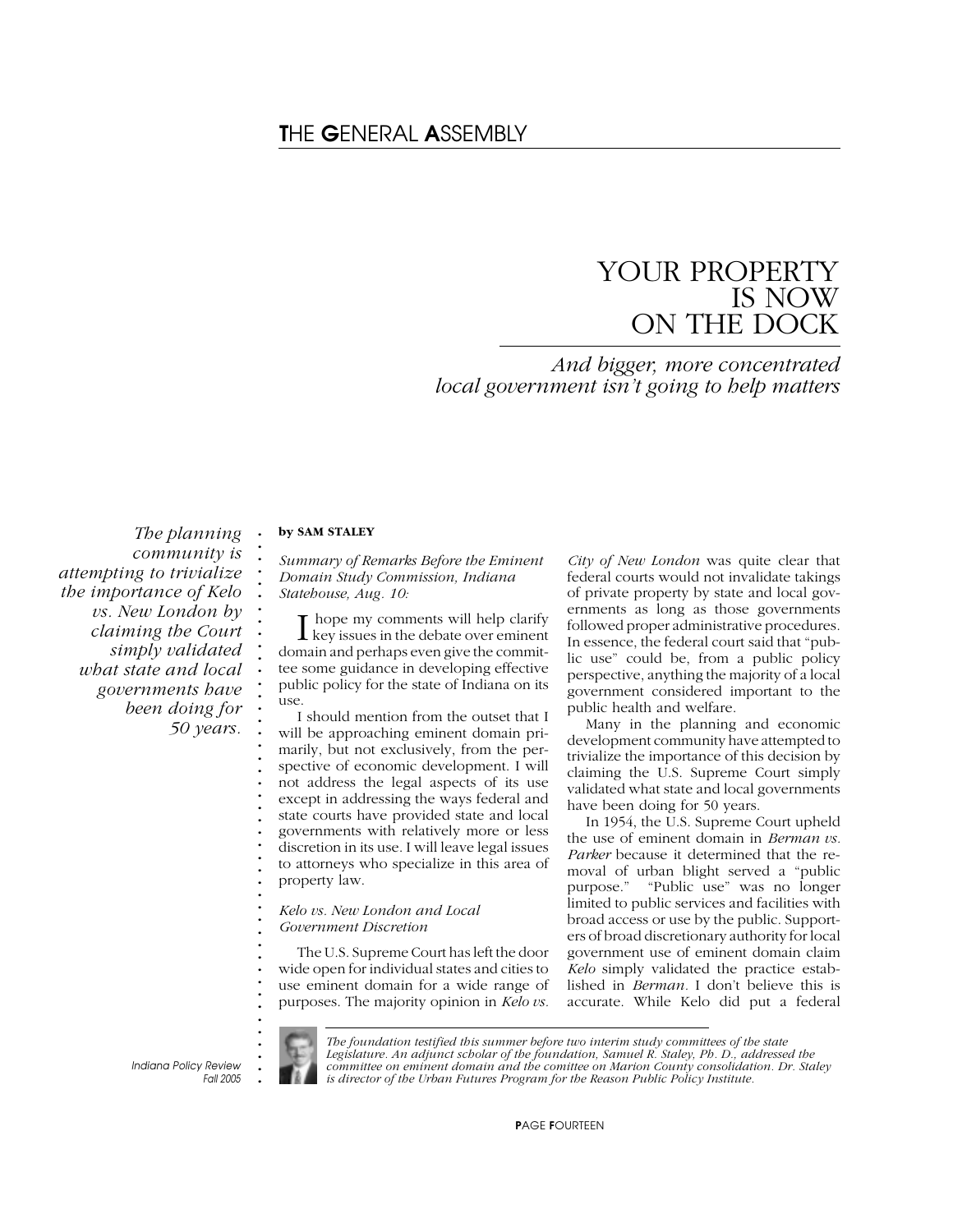# YOUR PROPERTY IS NOW ON THE DOCK

## *And bigger, more concentrated local government isn't going to help matters*

*The planning community is attempting to trivialize the importance of Kelo vs. New London by claiming the Court simply validated what state and local governments have been doing for 50 years.*

**by SAM STALEY**

*Summary of Remarks Before the Eminent Domain Study Commission, Indiana Statehouse, Aug. 10:*

I hope my comments will help clarify key issues in the debate over eminent domain and perhaps even give the committee some guidance in developing effective public policy for the state of Indiana on its use.

I should mention from the outset that I will be approaching eminent domain primarily, but not exclusively, from the perspective of economic development. I will not address the legal aspects of its use except in addressing the ways federal and state courts have provided state and local governments with relatively more or less discretion in its use. I will leave legal issues to attorneys who specialize in this area of property law.

*Kelo vs. New London and Local Government Discretion*

The U.S. Supreme Court has left the door wide open for individual states and cities to use eminent domain for a wide range of purposes. The majority opinion in *Kelo vs. City of New London* was quite clear that federal courts would not invalidate takings of private property by state and local governments as long as those governments followed proper administrative procedures. In essence, the federal court said that "public use" could be, from a public policy perspective, anything the majority of a local government considered important to the public health and welfare.

Many in the planning and economic development community have attempted to trivialize the importance of this decision by claiming the U.S. Supreme Court simply validated what state and local governments have been doing for 50 years.

In 1954, the U.S. Supreme Court upheld the use of eminent domain in *Berman vs. Parker* because it determined that the removal of urban blight served a "public purpose." "Public use" was no longer limited to public services and facilities with broad access or use by the public. Supporters of broad discretionary authority for local government use of eminent domain claim *Kelo* simply validated the practice established in *Berman*. I don't believe this is accurate. While Kelo did put a federal

*The foundation testified this summer before two interim study committees of the state Legislature. An adjunct scholar of the foundation, Samuel R. Staley, Ph. D., addressed the committee on eminent domain and the comittee on Marion County consolidation. Dr. Staley is director of the Urban Futures Program for the Reason Public Policy Institute.*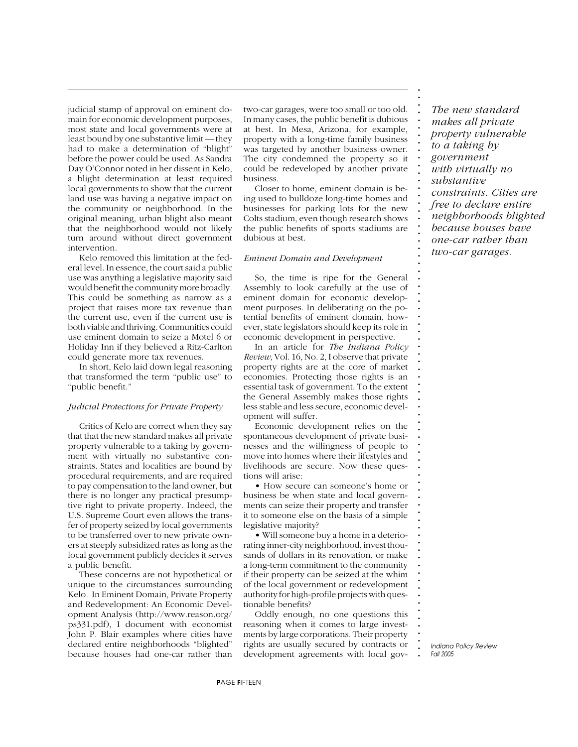judicial stamp of approval on eminent domain for economic development purposes, most state and local governments were at least bound by one substantive limit — they had to make a determination of "blight" before the power could be used. As Sandra Day O'Connor noted in her dissent in Kelo, a blight determination at least required local governments to show that the current land use was having a negative impact on the community or neighborhood. In the original meaning, urban blight also meant that the neighborhood would not likely turn around without direct government intervention.

Kelo removed this limitation at the federal level. In essence, the court said a public use was anything a legislative majority said would benefit the community more broadly. This could be something as narrow as a project that raises more tax revenue than the current use, even if the current use is both viable and thriving. Communities could use eminent domain to seize a Motel 6 or Holiday Inn if they believed a Ritz-Carlton could generate more tax revenues.

In short, Kelo laid down legal reasoning that transformed the term "public use" to "public benefit."

*Judicial Protections for Private Property*

Critics of Kelo are correct when they say that that the new standard makes all private property vulnerable to a taking by government with virtually no substantive constraints. States and localities are bound by procedural requirements, and are required to pay compensation to the land owner, but there is no longer any practical presumptive right to private property. Indeed, the U.S. Supreme Court even allows the transfer of property seized by local governments to be transferred over to new private owners at steeply subsidized rates as long as the local government publicly decides it serves a public benefit.

These concerns are not hypothetical or unique to the circumstances surrounding Kelo. In Eminent Domain, Private Property and Redevelopment: An Economic Development Analysis (http://www.reason.org/ps331.pdf), I document with economist John P. Blair examples where cities have declared entire neighborhoods "blighted" because houses had one-car rather than two-car garages, were too small or too old. In many cases, the public benefit is dubious at best. In Mesa, Arizona, for example, property with a long-time family business was targeted by another business owner. The city condemned the property so it could be redeveloped by another private business.

Closer to home, eminent domain is being used to bulldoze long-time homes and businesses for parking lots for the new Colts stadium, even though research shows the public benefits of sports stadiums are dubious at best.

*Eminent Domain and Development*

So, the time is ripe for the General Assembly to look carefully at the use of eminent domain for economic development purposes. In deliberating on the potential benefits of eminent domain, however, state legislators should keep its role in economic development in perspective.

In an article for *The Indiana Policy Review,* Vol. 16, No. 2, I observe that private property rights are at the core of market economies. Protecting those rights is an essential task of government. To the extent the General Assembly makes those rights less stable and less secure, economic development will suffer.

Economic development relies on the spontaneous development of private businesses and the willingness of people to move into homes where their lifestyles and livelihoods are secure. Now these questions will arise:

- How secure can someone's home or business be when state and local governments can seize their property and transfer it to someone else on the basis of a simple legislative majority?
- Will someone buy a home in a deteriorating inner-city neighborhood, invest thousands of dollars in its renovation, or make a long-term commitment to the community if their property can be seized at the whim of the local government or redevelopment authority for high-profile projects with questionable benefits?

Oddly enough, no one questions this reasoning when it comes to large investments by large corporations. Their property rights are usually secured by contracts or development agreements with local gov-

*The new standard makes all private property vulnerable to a taking by government with virtually no substantive constraints. Cities are free to declare entire neighborhoods blighted because houses have one-car rather than two-car garages.*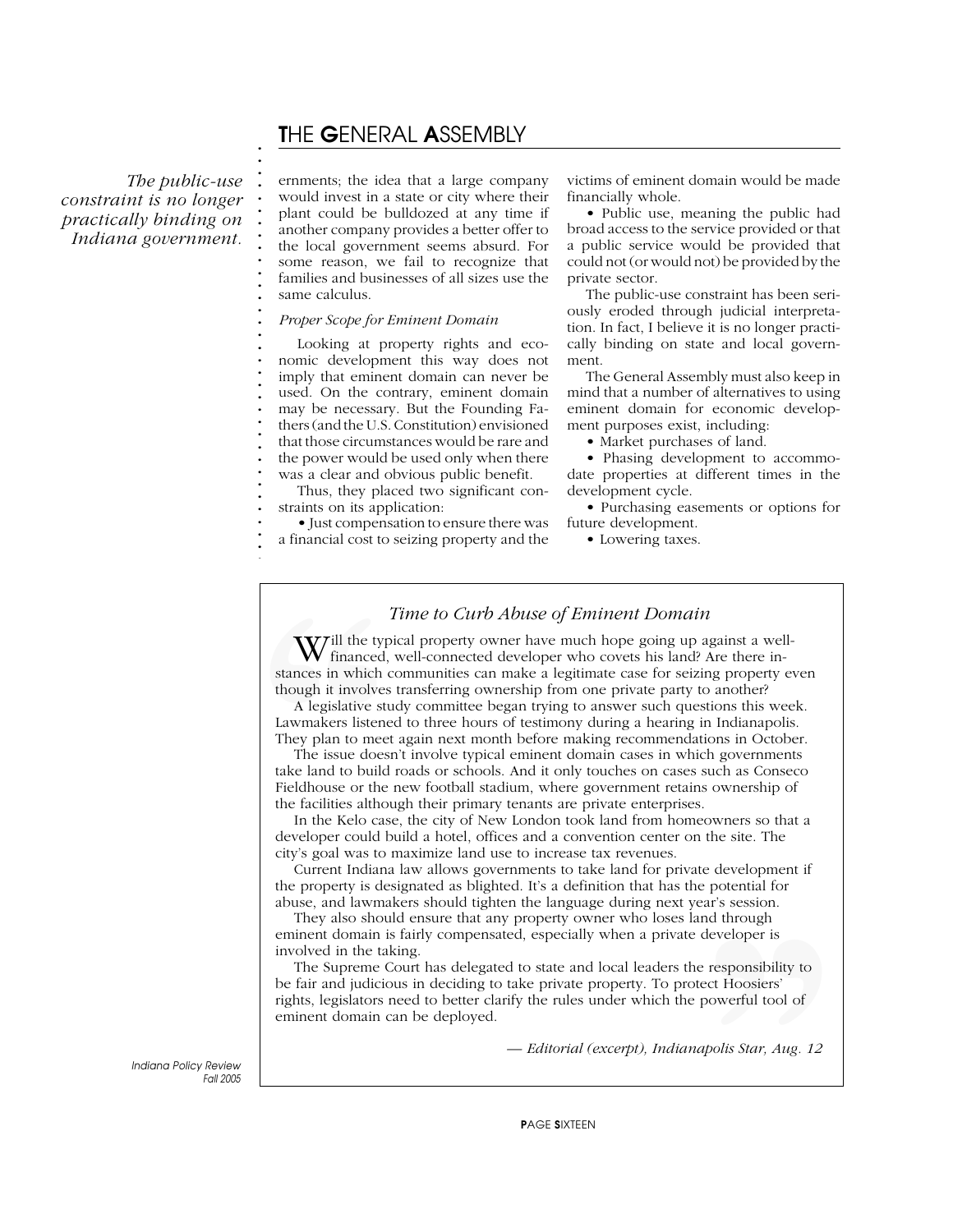The public-use constraint is no longer practically binding on Indiana government.

ernments; the idea that a large company would invest in a state or city where their plant could be bulldozed at any time if another company provides a better offer to the local government seems absurd. For some reason, we fail to recognize that families and businesses of all sizes use the same calculus.

*Proper Scope for Eminent Domain*

Looking at property rights and economic development this way does not imply that eminent domain can never be used. On the contrary, eminent domain may be necessary. But the Founding Fathers (and the U.S. Constitution) envisioned that those circumstances would be rare and the power would be used only when there was a clear and obvious public benefit.

Thus, they placed two significant constraints on its application:

- Just compensation to ensure there was a financial cost to seizing property and the victims of eminent domain would be made financially whole.
- Public use, meaning the public had broad access to the service provided or that a public service would be provided that could not (or would not) be provided by the private sector.

The public-use constraint has been seriously eroded through judicial interpretation. In fact, I believe it is no longer practically binding on state and local government.

The General Assembly must also keep in mind that a number of alternatives to using eminent domain for economic development purposes exist, including:

- Market purchases of land.
- Phasing development to accommodate properties at different times in the development cycle.
- Purchasing easements or options for future development.
- Lowering taxes.

---

### *Time to Curb Abuse of Eminent Domain*

Will the typical property owner have much hope going up against a well-financed, well-connected developer who covets his land? Are there instances in which communities can make a legitimate case for seizing property even though it involves transferring ownership from one private party to another?

A legislative study committee began trying to answer such questions this week. Lawmakers listened to three hours of testimony during a hearing in Indianapolis. They plan to meet again next month before making recommendations in October.

The issue doesn't involve typical eminent domain cases in which governments take land to build roads or schools. And it only touches on cases such as Conseco Fieldhouse or the new football stadium, where government retains ownership of the facilities although their primary tenants are private enterprises.

In the Kelo case, the city of New London took land from homeowners so that a developer could build a hotel, offices and a convention center on the site. The city's goal was to maximize land use to increase tax revenues.

Current Indiana law allows governments to take land for private development if the property is designated as blighted. It's a definition that has the potential for abuse, and lawmakers should tighten the language during next year's session.

They also should ensure that any property owner who loses land through eminent domain is fairly compensated, especially when a private developer is involved in the taking.

The Supreme Court has delegated to state and local leaders the responsibility to be fair and judicious in deciding to take private property. To protect Hoosiers' rights, legislators need to better clarify the rules under which the powerful tool of eminent domain can be deployed.

— *Editorial (excerpt), Indianapolis Star, Aug. 12*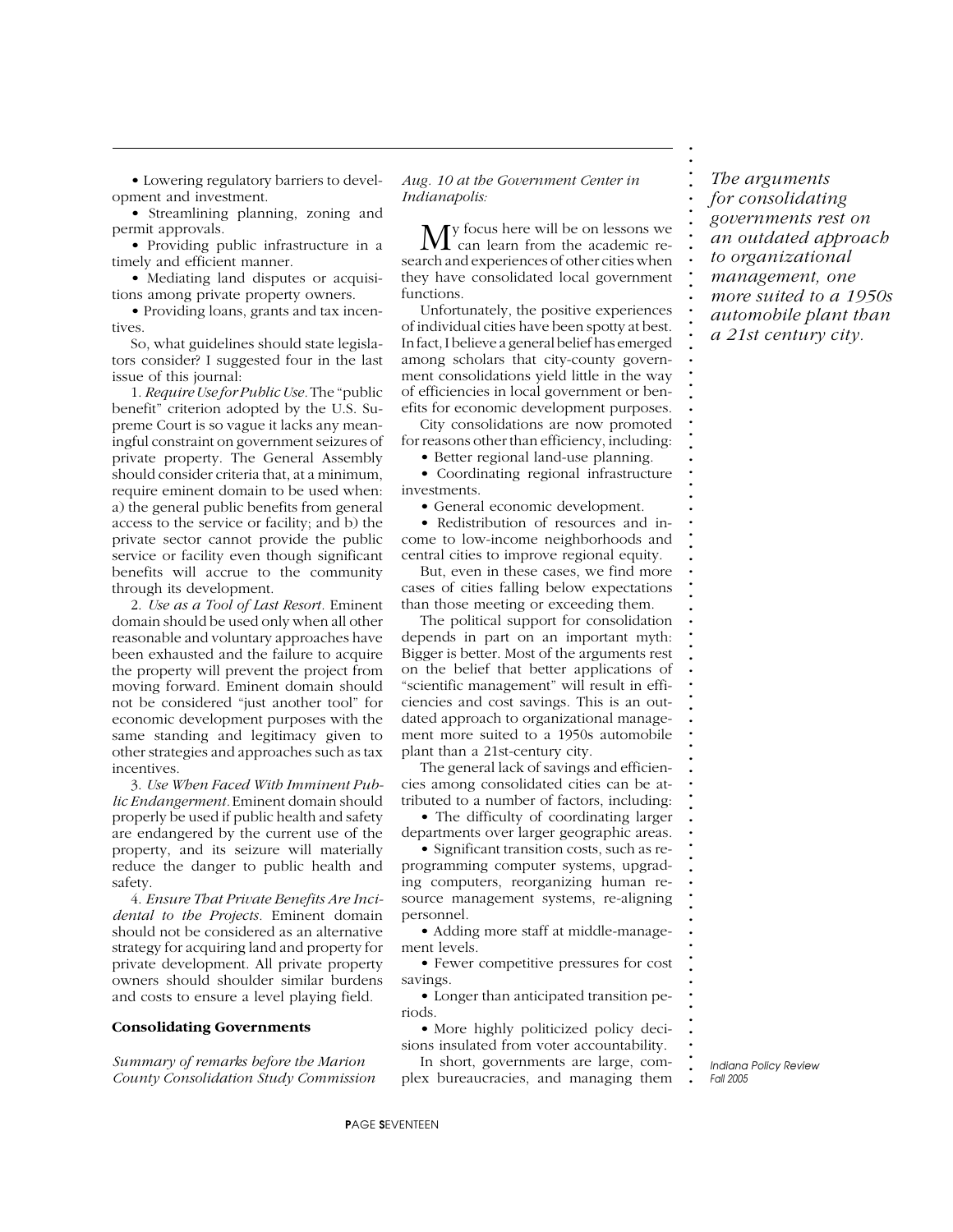• Lowering regulatory barriers to development and investment.

• Streamlining planning, zoning and permit approvals.

• Providing public infrastructure in a timely and efficient manner.

• Mediating land disputes or acquisitions among private property owners.

• Providing loans, grants and tax incentives.

So, what guidelines should state legislators consider? I suggested four in the last issue of this journal:

1. *Require Use for Public Use.* The "public benefit" criterion adopted by the U.S. Supreme Court is so vague it lacks any meaningful constraint on government seizures of private property. The General Assembly should consider criteria that, at a minimum, require eminent domain to be used when: a) the general public benefits from general access to the service or facility; and b) the private sector cannot provide the public service or facility even though significant benefits will accrue to the community through its development.

2. *Use as a Tool of Last Resort.* Eminent domain should be used only when all other reasonable and voluntary approaches have been exhausted and the failure to acquire the property will prevent the project from moving forward. Eminent domain should not be considered "just another tool" for economic development purposes with the same standing and legitimacy given to other strategies and approaches such as tax incentives.

3. *Use When Faced With Imminent Public Endangerment.* Eminent domain should properly be used if public health and safety are endangered by the current use of the property, and its seizure will materially reduce the danger to public health and safety.

4. *Ensure That Private Benefits Are Incidental to the Projects.* Eminent domain should not be considered as an alternative strategy for acquiring land and property for private development. All private property owners should shoulder similar burdens and costs to ensure a level playing field.

**Consolidating Governments**

*Summary of remarks before the Marion County Consolidation Study Commission Aug. 10 at the Government Center in Indianapolis:*

My focus here will be on lessons we can learn from the academic research and experiences of other cities when they have consolidated local government functions.

Unfortunately, the positive experiences of individual cities have been spotty at best. In fact, I believe a general belief has emerged among scholars that city-county government consolidations yield little in the way of efficiencies in local government or benefits for economic development purposes.

City consolidations are now promoted for reasons other than efficiency, including:

• Better regional land-use planning.

• Coordinating regional infrastructure investments.

• General economic development.

• Redistribution of resources and income to low-income neighborhoods and central cities to improve regional equity.

But, even in these cases, we find more cases of cities falling below expectations than those meeting or exceeding them.

The political support for consolidation depends in part on an important myth: Bigger is better. Most of the arguments rest on the belief that better applications of "scientific management" will result in efficiencies and cost savings. This is an outdated approach to organizational management more suited to a 1950s automobile plant than a 21st-century city.

*The arguments for consolidating governments rest on an outdated approach to organizational management, one more suited to a 1950s automobile plant than a 21st century city.*

The general lack of savings and efficiencies among consolidated cities can be attributed to a number of factors, including:

• The difficulty of coordinating larger departments over larger geographic areas.

• Significant transition costs, such as reprogramming computer systems, upgrading computers, reorganizing human resource management systems, re-aligning personnel.

• Adding more staff at middle-management levels.

• Fewer competitive pressures for cost savings.

• Longer than anticipated transition periods.

• More highly politicized policy decisions insulated from voter accountability.

In short, governments are large, complex bureaucracies, and managing them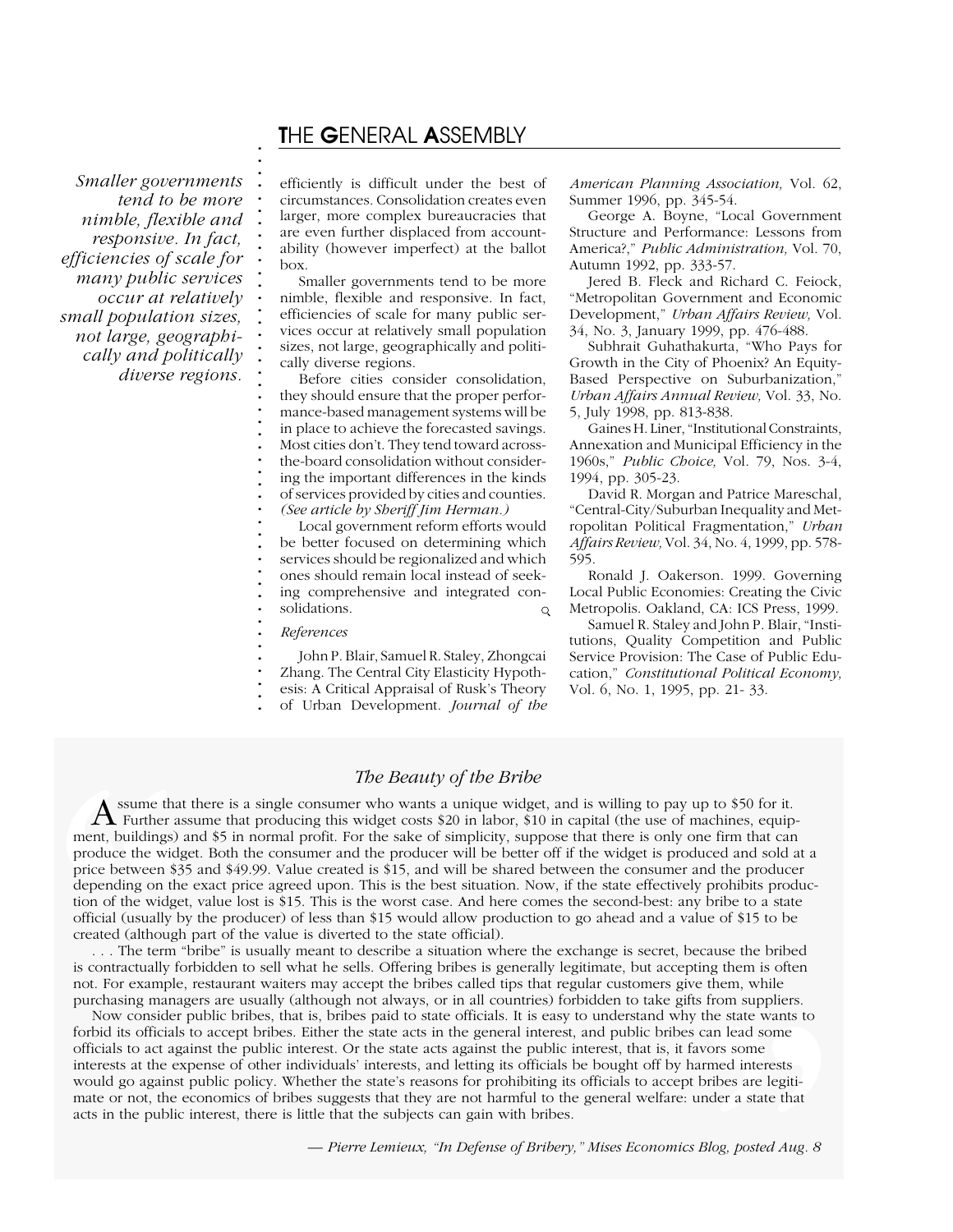*Smaller governments tend to be more nimble, flexible and responsive. In fact, efficiencies of scale for many public services occur at relatively small population sizes, not large, geographically and politically diverse regions.*

efficiently is difficult under the best of circumstances. Consolidation creates even larger, more complex bureaucracies that are even further displaced from accountability (however imperfect) at the ballot box.

Smaller governments tend to be more nimble, flexible and responsive. In fact, efficiencies of scale for many public services occur at relatively small population sizes, not large, geographically and politically diverse regions.

Before cities consider consolidation, they should ensure that the proper performance-based management systems will be in place to achieve the forecasted savings. Most cities don't. They tend toward across-the-board consolidation without considering the important differences in the kinds of services provided by cities and counties. *(See article by Sheriff Jim Herman.)*

Local government reform efforts would be better focused on determining which services should be regionalized and which ones should remain local instead of seeking comprehensive and integrated consolidations.

*References*

John P. Blair, Samuel R. Staley, Zhongcai Zhang. The Central City Elasticity Hypothesis: A Critical Appraisal of Rusk's Theory of Urban Development. *Journal of the American Planning Association,* Vol. 62, Summer 1996, pp. 345-54.

George A. Boyne, "Local Government Structure and Performance: Lessons from America?," *Public Administration,* Vol. 70, Autumn 1992, pp. 333-57.

Jered B. Fleck and Richard C. Feiock, "Metropolitan Government and Economic Development," *Urban Affairs Review,* Vol. 34, No. 3, January 1999, pp. 476-488.

Subhrait Guhathakurta, "Who Pays for Growth in the City of Phoenix? An Equity-Based Perspective on Suburbanization," *Urban Affairs Annual Review,* Vol. 33, No. 5, July 1998, pp. 813-838.

Gaines H. Liner, "Institutional Constraints, Annexation and Municipal Efficiency in the 1960s," *Public Choice,* Vol. 79, Nos. 3-4, 1994, pp. 305-23.

David R. Morgan and Patrice Mareschal, "Central-City/Suburban Inequality and Metropolitan Political Fragmentation," *Urban Affairs Review,* Vol. 34, No. 4, 1999, pp. 578-595.

Ronald J. Oakerson. 1999. Governing Local Public Economies: Creating the Civic Metropolis. Oakland, CA: ICS Press, 1999.

Samuel R. Staley and John P. Blair, "Institutions, Quality Competition and Public Service Provision: The Case of Public Education," *Constitutional Political Economy,* Vol. 6, No. 1, 1995, pp. 21- 33.

## *The Beauty of the Bribe*

Assume that there is a single consumer who wants a unique widget, and is willing to pay up to $50 for it. Further assume that producing this widget costs $20 in labor, $10 in capital (the use of machines, equipment, buildings) and $5 in normal profit. For the sake of simplicity, suppose that there is only one firm that can produce the widget. Both the consumer and the producer will be better off if the widget is produced and sold at a price between $35 and $49.99. Value created is $15, and will be shared between the consumer and the producer depending on the exact price agreed upon. This is the best situation. Now, if the state effectively prohibits production of the widget, value lost is $15. This is the worst case. And here comes the second-best: any bribe to a state official (usually by the producer) of less than $15 would allow production to go ahead and a value of $15 to be created (although part of the value is diverted to the state official).

. . . The term "bribe" is usually meant to describe a situation where the exchange is secret, because the bribed is contractually forbidden to sell what he sells. Offering bribes is generally legitimate, but accepting them is often not. For example, restaurant waiters may accept the bribes called tips that regular customers give them, while purchasing managers are usually (although not always, or in all countries) forbidden to take gifts from suppliers.

Now consider public bribes, that is, bribes paid to state officials. It is easy to understand why the state wants to forbid its officials to accept bribes. Either the state acts in the general interest, and public bribes can lead some officials to act against the public interest. Or the state acts against the public interest, that is, it favors some interests at the expense of other individuals' interests, and letting its officials be bought off by harmed interests would go against public policy. Whether the state's reasons for prohibiting its officials to accept bribes are legitimate or not, the economics of bribes suggests that they are not harmful to the general welfare: under a state that acts in the public interest, there is little that the subjects can gain with bribes.

*— Pierre Lemieux, "In Defense of Bribery," Mises Economics Blog, posted Aug. 8*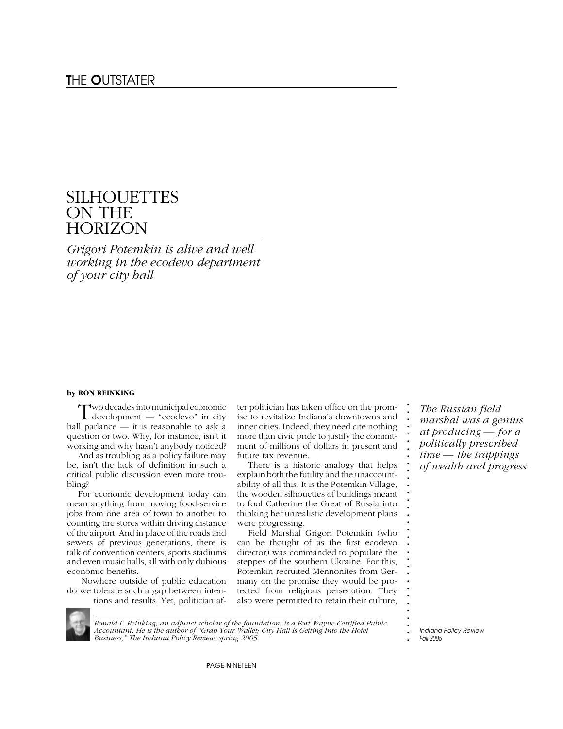# SILHOUETTES ON THE HORIZON

*Grigori Potemkin is alive and well working in the ecodevo department of your city hall*

**by RON REINKING**

Two decades into municipal economic development — "ecodevo" in city hall parlance — it is reasonable to ask a question or two. Why, for instance, isn't it working and why hasn't anybody noticed?

And as troubling as a policy failure may be, isn't the lack of definition in such a critical public discussion even more troubling?

For economic development today can mean anything from moving food-service jobs from one area of town to another to counting tire stores within driving distance of the airport. And in place of the roads and sewers of previous generations, there is talk of convention centers, sports stadiums and even music halls, all with only dubious economic benefits.

Nowhere outside of public education do we tolerate such a gap between intentions and results. Yet, politician after politician has taken office on the promise to revitalize Indiana's downtowns and inner cities. Indeed, they need cite nothing more than civic pride to justify the commitment of millions of dollars in present and future tax revenue.

There is a historic analogy that helps explain both the futility and the unaccountability of all this. It is the Potemkin Village, the wooden silhouettes of buildings meant to fool Catherine the Great of Russia into thinking her unrealistic development plans were progressing.

Field Marshal Grigori Potemkin (who can be thought of as the first ecodevo director) was commanded to populate the steppes of the southern Ukraine. For this, Potemkin recruited Mennonites from Germany on the promise they would be protected from religious persecution. They also were permitted to retain their culture,

*The Russian field marshal was a genius at producing — for a politically prescribed time — the trappings of wealth and progress.*

---

*Ronald L. Reinking, an adjunct scholar of the foundation, is a Fort Wayne Certified Public Accountant. He is the author of "Grab Your Wallet; City Hall Is Getting Into the Hotel Business," The Indiana Policy Review, spring 2005.*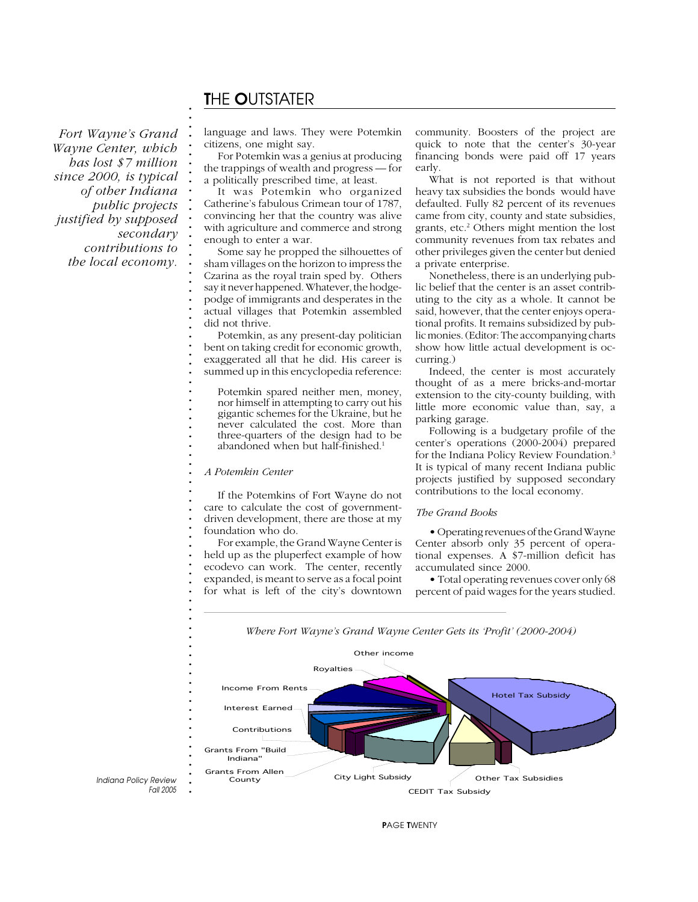*Fort Wayne's Grand Wayne Center, which has lost $7 million since 2000, is typical of other Indiana public projects justified by supposed secondary contributions to the local economy.*

language and laws. They were Potemkin citizens, one might say.

For Potemkin was a genius at producing the trappings of wealth and progress — for a politically prescribed time, at least.

It was Potemkin who organized Catherine's fabulous Crimean tour of 1787, convincing her that the country was alive with agriculture and commerce and strong enough to enter a war.

Some say he propped the silhouettes of sham villages on the horizon to impress the Czarina as the royal train sped by. Others say it never happened. Whatever, the hodgepodge of immigrants and desperates in the actual villages that Potemkin assembled did not thrive.

Potemkin, as any present-day politician bent on taking credit for economic growth, exaggerated all that he did. His career is summed up in this encyclopedia reference:

> Potemkin spared neither men, money, nor himself in attempting to carry out his gigantic schemes for the Ukraine, but he never calculated the cost. More than three-quarters of the design had to be abandoned when but half-finished.[1]

*A Potemkin Center*

If the Potemkins of Fort Wayne do not care to calculate the cost of government-driven development, there are those at my foundation who do.

For example, the Grand Wayne Center is held up as the pluperfect example of how ecodevo can work. The center, recently expanded, is meant to serve as a focal point for what is left of the city's downtown community. Boosters of the project are quick to note that the center's 30-year financing bonds were paid off 17 years early.

What is not reported is that without heavy tax subsidies the bonds would have defaulted. Fully 82 percent of its revenues came from city, county and state subsidies, grants, etc.[2] Others might mention the lost community revenues from tax rebates and other privileges given the center but denied a private enterprise.

Nonetheless, there is an underlying public belief that the center is an asset contributing to the city as a whole. It cannot be said, however, that the center enjoys operational profits. It remains subsidized by public monies. (Editor: The accompanying charts show how little actual development is occurring.)

Indeed, the center is most accurately thought of as a mere bricks-and-mortar extension to the city-county building, with little more economic value than, say, a parking garage.

Following is a budgetary profile of the center's operations (2000-2004) prepared for the Indiana Policy Review Foundation.[3] It is typical of many recent Indiana public projects justified by supposed secondary contributions to the local economy.

*The Grand Books*

- Operating revenues of the Grand Wayne Center absorb only 35 percent of operational expenses. A $7-million deficit has accumulated since 2000.
- Total operating revenues cover only 68 percent of paid wages for the years studied.

*Where Fort Wayne's Grand Wayne Center Gets its 'Profit' (2000-2004)*

Other income; Royalties; Income From Rents; Interest Earned; Contributions; Grants From "Build Indiana"; Grants From Allen County; City Light Subsidy; CEDIT Tax Subsidy; Other Tax Subsidies; Hotel Tax Subsidy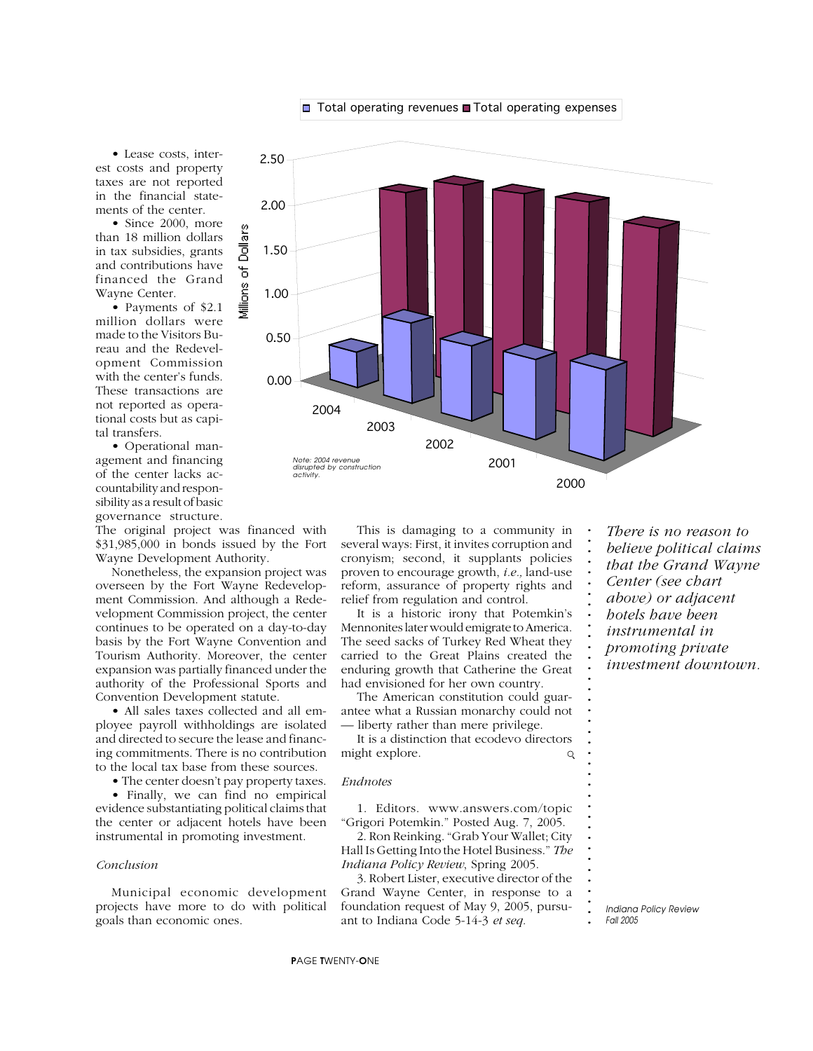• Lease costs, interest costs and property taxes are not reported in the financial statements of the center.

• Since 2000, more than 18 million dollars in tax subsidies, grants and contributions have financed the Grand Wayne Center.

• Payments of $2.1 million dollars were made to the Visitors Bureau and the Redevelopment Commission with the center's funds. These transactions are not reported as operational costs but as capital transfers.

• Operational management and financing of the center lacks accountability and responsibility as a result of basic governance structure.

The original project was financed with $31,985,000 in bonds issued by the Fort Wayne Development Authority.

Nonetheless, the expansion project was overseen by the Fort Wayne Redevelopment Commission. And although a Redevelopment Commission project, the center continues to be operated on a day-to-day basis by the Fort Wayne Convention and Tourism Authority. Moreover, the center expansion was partially financed under the authority of the Professional Sports and Convention Development statute.

• All sales taxes collected and all employee payroll withholdings are isolated and directed to secure the lease and financing commitments. There is no contribution to the local tax base from these sources.

• The center doesn't pay property taxes.

• Finally, we can find no empirical evidence substantiating political claims that the center or adjacent hotels have been instrumental in promoting investment.

*Conclusion*

Municipal economic development projects have more to do with political goals than economic ones.

This is damaging to a community in several ways: First, it invites corruption and cronyism; second, it supplants policies proven to encourage growth, *i.e.,* land-use reform, assurance of property rights and relief from regulation and control.

It is a historic irony that Potemkin's Mennonites later would emigrate to America. The seed sacks of Turkey Red Wheat they carried to the Great Plains created the enduring growth that Catherine the Great had envisioned for her own country.

The American constitution could guarantee what a Russian monarchy could not — liberty rather than mere privilege.

It is a distinction that ecodevo directors might explore.

*Endnotes*

1. Editors. www.answers.com/topic "Grigori Potemkin." Posted Aug. 7, 2005.

2. Ron Reinking. "Grab Your Wallet; City Hall Is Getting Into the Hotel Business." *The Indiana Policy Review*, Spring 2005.

3. Robert Lister, executive director of the Grand Wayne Center, in response to a foundation request of May 9, 2005, pursuant to Indiana Code 5-14-3 *et seq.*

*There is no reason to believe political claims that the Grand Wayne Center (see chart above) or adjacent hotels have been instrumental in promoting private investment downtown.*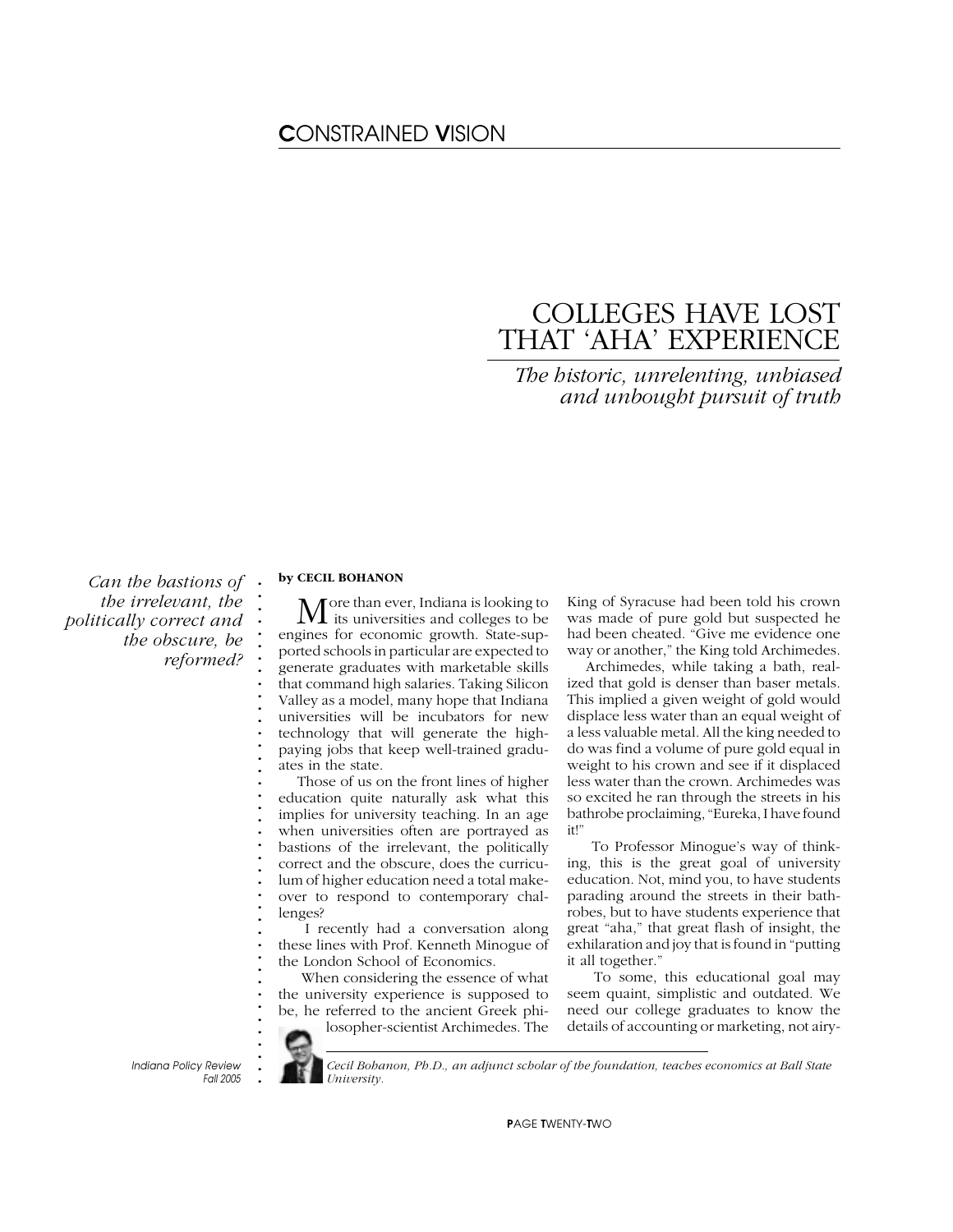# COLLEGES HAVE LOST THAT 'AHA' EXPERIENCE

*The historic, unrelenting, unbiased and unbought pursuit of truth*

*Can the bastions of the irrelevant, the politically correct and the obscure, be reformed?*

**by CECIL BOHANON**

More than ever, Indiana is looking to its universities and colleges to be engines for economic growth. State-supported schools in particular are expected to generate graduates with marketable skills that command high salaries. Taking Silicon Valley as a model, many hope that Indiana universities will be incubators for new technology that will generate the high-paying jobs that keep well-trained graduates in the state.

Those of us on the front lines of higher education quite naturally ask what this implies for university teaching. In an age when universities often are portrayed as bastions of the irrelevant, the politically correct and the obscure, does the curriculum of higher education need a total makeover to respond to contemporary challenges?

I recently had a conversation along these lines with Prof. Kenneth Minogue of the London School of Economics.

When considering the essence of what the university experience is supposed to be, he referred to the ancient Greek philosopher-scientist Archimedes. The King of Syracuse had been told his crown was made of pure gold but suspected he had been cheated. "Give me evidence one way or another," the King told Archimedes.

Archimedes, while taking a bath, realized that gold is denser than baser metals. This implied a given weight of gold would displace less water than an equal weight of a less valuable metal. All the king needed to do was find a volume of pure gold equal in weight to his crown and see if it displaced less water than the crown. Archimedes was so excited he ran through the streets in his bathrobe proclaiming, "Eureka, I have found it!"

To Professor Minogue's way of thinking, this is the great goal of university education. Not, mind you, to have students parading around the streets in their bathrobes, but to have students experience that great "aha," that great flash of insight, the exhilaration and joy that is found in "putting it all together."

To some, this educational goal may seem quaint, simplistic and outdated. We need our college graduates to know the details of accounting or marketing, not airy-

*Cecil Bohanon, Ph.D., an adjunct scholar of the foundation, teaches economics at Ball State University.*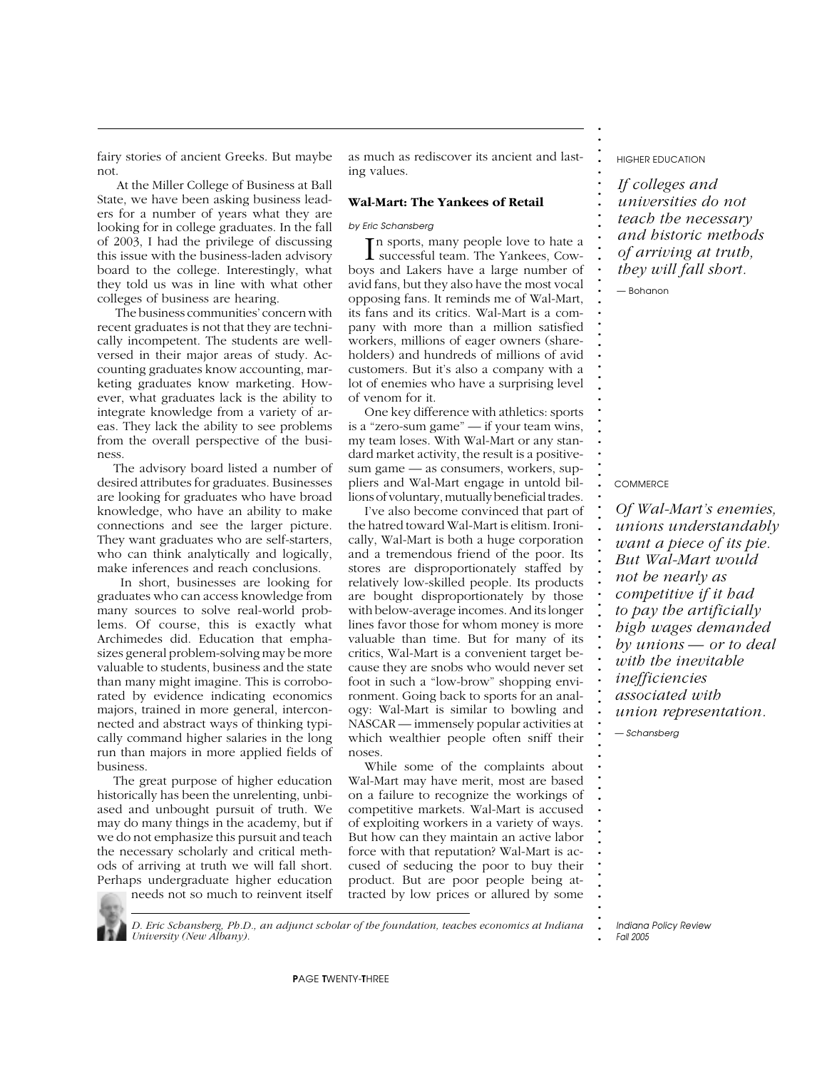fairy stories of ancient Greeks. But maybe not.

At the Miller College of Business at Ball State, we have been asking business leaders for a number of years what they are looking for in college graduates. In the fall of 2003, I had the privilege of discussing this issue with the business-laden advisory board to the college. Interestingly, what they told us was in line with what other colleges of business are hearing.

The business communities' concern with recent graduates is not that they are technically incompetent. The students are well-versed in their major areas of study. Accounting graduates know accounting, marketing graduates know marketing. However, what graduates lack is the ability to integrate knowledge from a variety of areas. They lack the ability to see problems from the overall perspective of the business.

The advisory board listed a number of desired attributes for graduates. Businesses are looking for graduates who have broad knowledge, who have an ability to make connections and see the larger picture. They want graduates who are self-starters, who can think analytically and logically, make inferences and reach conclusions.

In short, businesses are looking for graduates who can access knowledge from many sources to solve real-world problems. Of course, this is exactly what Archimedes did. Education that emphasizes general problem-solving may be more valuable to students, business and the state than many might imagine. This is corroborated by evidence indicating economics majors, trained in more general, interconnected and abstract ways of thinking typically command higher salaries in the long run than majors in more applied fields of business.

The great purpose of higher education historically has been the unrelenting, unbiased and unbought pursuit of truth. We may do many things in the academy, but if we do not emphasize this pursuit and teach the necessary scholarly and critical methods of arriving at truth we will fall short. Perhaps undergraduate higher education needs not so much to reinvent itself as much as rediscover its ancient and lasting values.

HIGHER EDUCATION

*If colleges and universities do not teach the necessary and historic methods of arriving at truth, they will fall short.*

— Bohanon

### Wal-Mart: The Yankees of Retail

*by Eric Schansberg*

In sports, many people love to hate a successful team. The Yankees, Cowboys and Lakers have a large number of avid fans, but they also have the most vocal opposing fans. It reminds me of Wal-Mart, its fans and its critics. Wal-Mart is a company with more than a million satisfied workers, millions of eager owners (shareholders) and hundreds of millions of avid customers. But it's also a company with a lot of enemies who have a surprising level of venom for it.

One key difference with athletics: sports is a "zero-sum game" — if your team wins, my team loses. With Wal-Mart or any standard market activity, the result is a positive-sum game — as consumers, workers, suppliers and Wal-Mart engage in untold billions of voluntary, mutually beneficial trades.

I've also become convinced that part of the hatred toward Wal-Mart is elitism. Ironically, Wal-Mart is both a huge corporation and a tremendous friend of the poor. Its stores are disproportionately staffed by relatively low-skilled people. Its products are bought disproportionately by those with below-average incomes. And its longer lines favor those for whom money is more valuable than time. But for many of its critics, Wal-Mart is a convenient target because they are snobs who would never set foot in such a "low-brow" shopping environment. Going back to sports for an analogy: Wal-Mart is similar to bowling and NASCAR — immensely popular activities at which wealthier people often sniff their noses.

While some of the complaints about Wal-Mart may have merit, most are based on a failure to recognize the workings of competitive markets. Wal-Mart is accused of exploiting workers in a variety of ways. But how can they maintain an active labor force with that reputation? Wal-Mart is accused of seducing the poor to buy their product. But are poor people being attracted by low prices or allured by some

COMMERCE

*Of Wal-Mart's enemies, unions understandably want a piece of its pie. But Wal-Mart would not be nearly as competitive if it had to pay the artificially high wages demanded by unions — or to deal with the inevitable inefficiencies associated with union representation.*

— Schansberg

*D. Eric Schansberg, Ph.D., an adjunct scholar of the foundation, teaches economics at Indiana University (New Albany).*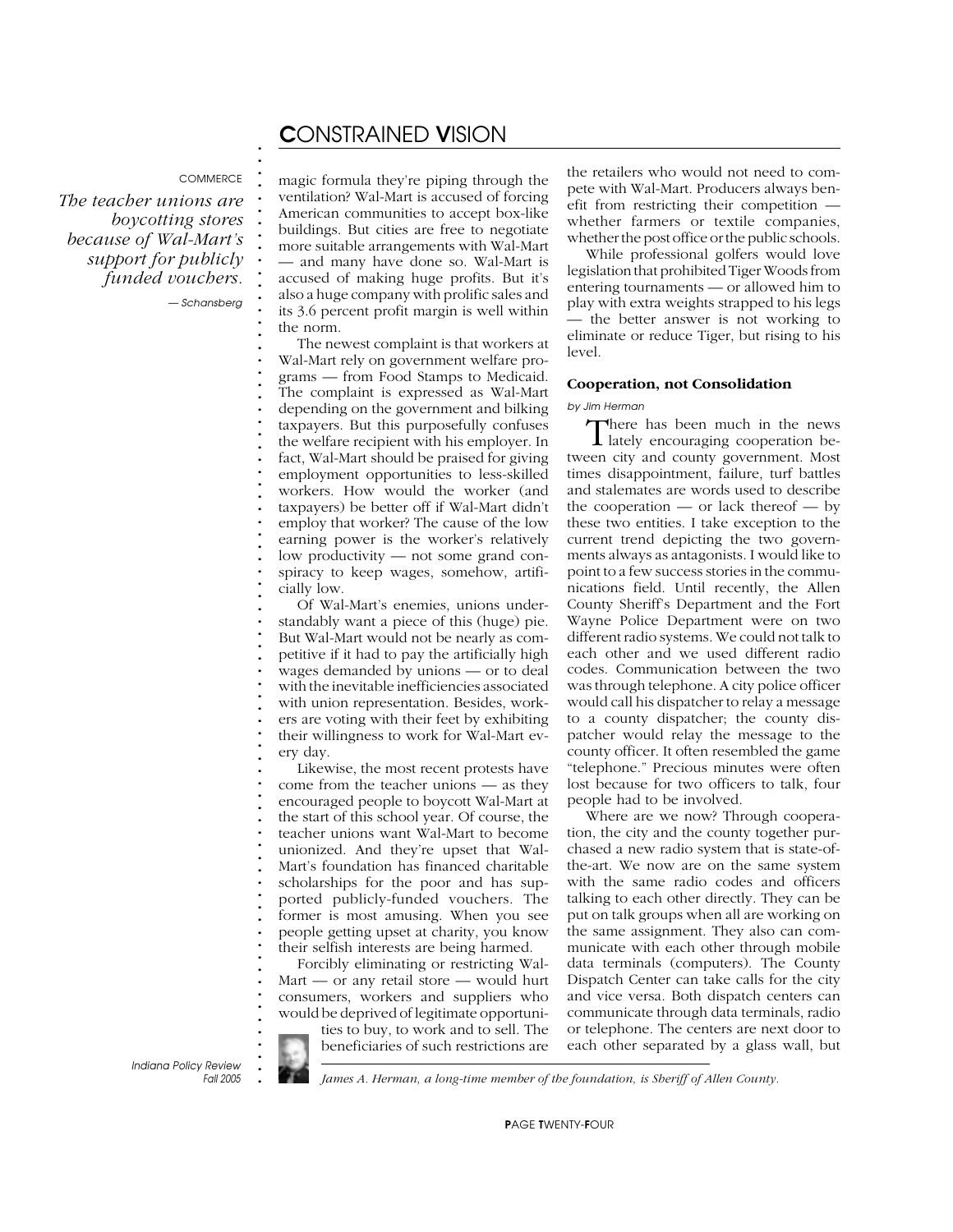COMMERCE

*The teacher unions are boycotting stores because of Wal-Mart's support for publicly funded vouchers.*

— Schansberg

magic formula they're piping through the ventilation? Wal-Mart is accused of forcing American communities to accept box-like buildings. But cities are free to negotiate more suitable arrangements with Wal-Mart — and many have done so. Wal-Mart is accused of making huge profits. But it's also a huge company with prolific sales and its 3.6 percent profit margin is well within the norm.

The newest complaint is that workers at Wal-Mart rely on government welfare programs — from Food Stamps to Medicaid. The complaint is expressed as Wal-Mart depending on the government and bilking taxpayers. But this purposefully confuses the welfare recipient with his employer. In fact, Wal-Mart should be praised for giving employment opportunities to less-skilled workers. How would the worker (and taxpayers) be better off if Wal-Mart didn't employ that worker? The cause of the low earning power is the worker's relatively low productivity — not some grand conspiracy to keep wages, somehow, artificially low.

Of Wal-Mart's enemies, unions understandably want a piece of this (huge) pie. But Wal-Mart would not be nearly as competitive if it had to pay the artificially high wages demanded by unions — or to deal with the inevitable inefficiencies associated with union representation. Besides, workers are voting with their feet by exhibiting their willingness to work for Wal-Mart every day.

Likewise, the most recent protests have come from the teacher unions — as they encouraged people to boycott Wal-Mart at the start of this school year. Of course, the teacher unions want Wal-Mart to become unionized. And they're upset that Wal-Mart's foundation has financed charitable scholarships for the poor and has supported publicly-funded vouchers. The former is most amusing. When you see people getting upset at charity, you know their selfish interests are being harmed.

Forcibly eliminating or restricting Wal-Mart — or any retail store — would hurt consumers, workers and suppliers who would be deprived of legitimate opportunities to buy, to work and to sell. The beneficiaries of such restrictions are the retailers who would not need to compete with Wal-Mart. Producers always benefit from restricting their competition — whether farmers or textile companies, whether the post office or the public schools.

While professional golfers would love legislation that prohibited Tiger Woods from entering tournaments — or allowed him to play with extra weights strapped to his legs — the better answer is not working to eliminate or reduce Tiger, but rising to his level.

### Cooperation, not Consolidation

*by Jim Herman*

There has been much in the news lately encouraging cooperation between city and county government. Most times disappointment, failure, turf battles and stalemates are words used to describe the cooperation — or lack thereof — by these two entities. I take exception to the current trend depicting the two governments always as antagonists. I would like to point to a few success stories in the communications field. Until recently, the Allen County Sheriff's Department and the Fort Wayne Police Department were on two different radio systems. We could not talk to each other and we used different radio codes. Communication between the two was through telephone. A city police officer would call his dispatcher to relay a message to a county dispatcher; the county dispatcher would relay the message to the county officer. It often resembled the game "telephone." Precious minutes were often lost because for two officers to talk, four people had to be involved.

Where are we now? Through cooperation, the city and the county together purchased a new radio system that is state-of-the-art. We now are on the same system with the same radio codes and officers talking to each other directly. They can be put on talk groups when all are working on the same assignment. They also can communicate with each other through mobile data terminals (computers). The County Dispatch Center can take calls for the city and vice versa. Both dispatch centers can communicate through data terminals, radio or telephone. The centers are next door to each other separated by a glass wall, but

*James A. Herman, a long-time member of the foundation, is Sheriff of Allen County.*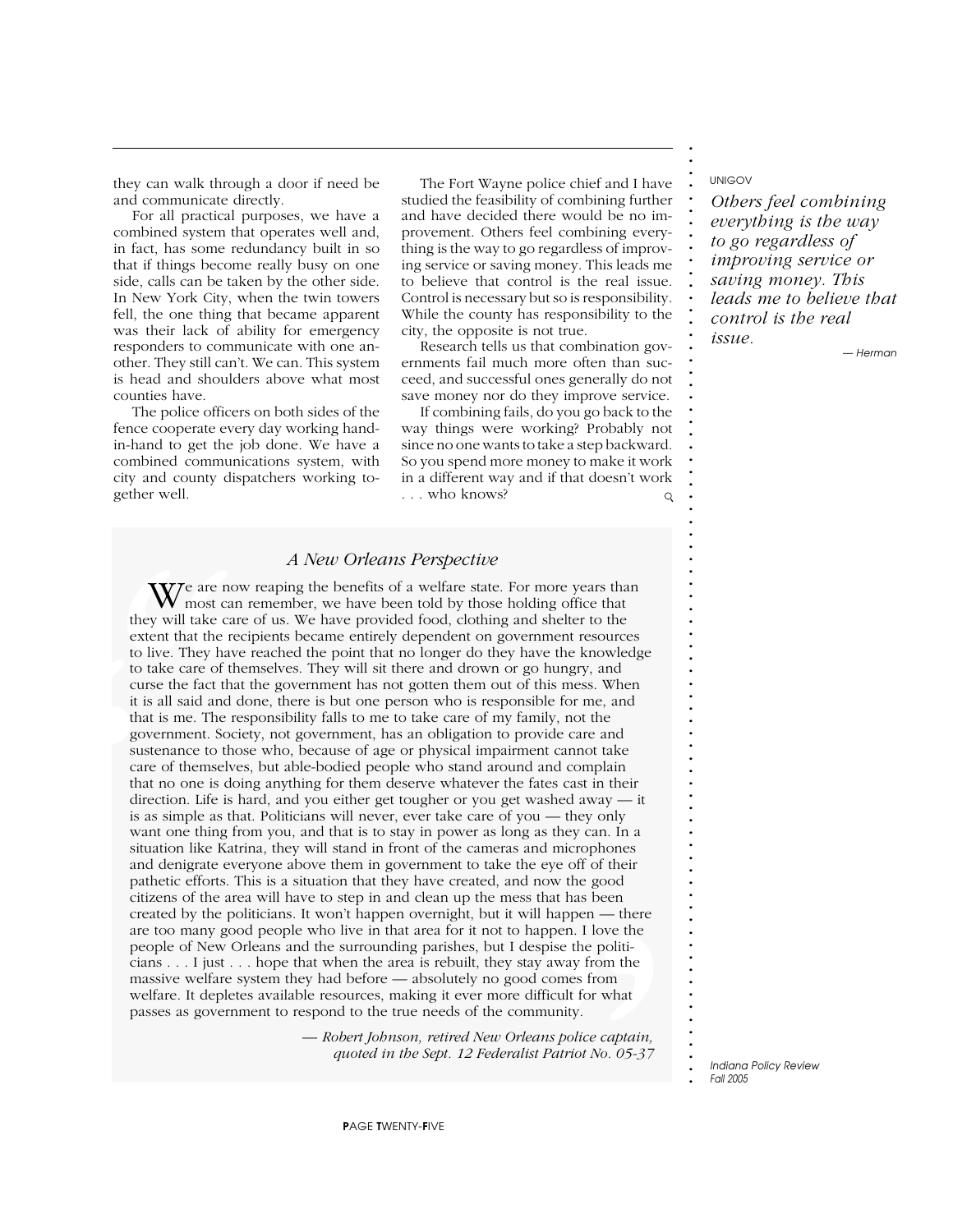they can walk through a door if need be and communicate directly.

For all practical purposes, we have a combined system that operates well and, in fact, has some redundancy built in so that if things become really busy on one side, calls can be taken by the other side. In New York City, when the twin towers fell, the one thing that became apparent was their lack of ability for emergency responders to communicate with one another. They still can't. We can. This system is head and shoulders above what most counties have.

The police officers on both sides of the fence cooperate every day working hand-in-hand to get the job done. We have a combined communications system, with city and county dispatchers working together well.

The Fort Wayne police chief and I have studied the feasibility of combining further and have decided there would be no improvement. Others feel combining everything is the way to go regardless of improving service or saving money. This leads me to believe that control is the real issue. Control is necessary but so is responsibility. While the county has responsibility to the city, the opposite is not true.

Research tells us that combination governments fail much more often than succeed, and successful ones generally do not save money nor do they improve service.

If combining fails, do you go back to the way things were working? Probably not since no one wants to take a step backward. So you spend more money to make it work in a different way and if that doesn't work . . . who knows?

UNIGOV

*Others feel combining everything is the way to go regardless of improving service or saving money. This leads me to believe that control is the real issue.*

— Herman

### *A New Orleans Perspective*

We are now reaping the benefits of a welfare state. For more years than most can remember, we have been told by those holding office that they will take care of us. We have provided food, clothing and shelter to the extent that the recipients became entirely dependent on government resources to live. They have reached the point that no longer do they have the knowledge to take care of themselves. They will sit there and drown or go hungry, and curse the fact that the government has not gotten them out of this mess. When it is all said and done, there is but one person who is responsible for me, and that is me. The responsibility falls to me to take care of my family, not the government. Society, not government, has an obligation to provide care and sustenance to those who, because of age or physical impairment cannot take care of themselves, but able-bodied people who stand around and complain that no one is doing anything for them deserve whatever the fates cast in their direction. Life is hard, and you either get tougher or you get washed away — it is as simple as that. Politicians will never, ever take care of you — they only want one thing from you, and that is to stay in power as long as they can. In a situation like Katrina, they will stand in front of the cameras and microphones and denigrate everyone above them in government to take the eye off of their pathetic efforts. This is a situation that they have created, and now the good citizens of the area will have to step in and clean up the mess that has been created by the politicians. It won't happen overnight, but it will happen — there are too many good people who live in that area for it not to happen. I love the people of New Orleans and the surrounding parishes, but I despise the politicians . . . I just . . . hope that when the area is rebuilt, they stay away from the massive welfare system they had before — absolutely no good comes from welfare. It depletes available resources, making it ever more difficult for what passes as government to respond to the true needs of the community.

*— Robert Johnson, retired New Orleans police captain, quoted in the Sept. 12 Federalist Patriot No. 05-37*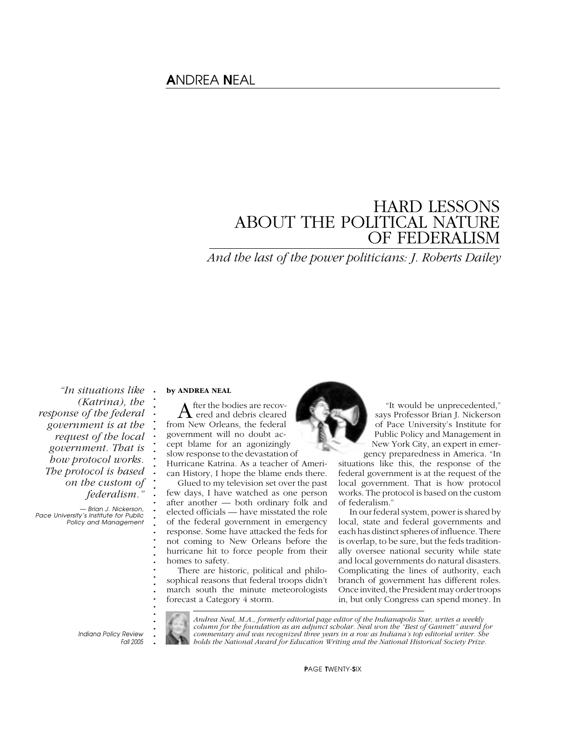# HARD LESSONS ABOUT THE POLITICAL NATURE OF FEDERALISM

*And the last of the power politicians: J. Roberts Dailey*

*"In situations like (Katrina), the response of the federal government is at the request of the local government. That is how protocol works. The protocol is based on the custom of federalism."*

— Brian J. Nickerson, Pace University's Institute for Public Policy and Management

**by ANDREA NEAL**

After the bodies are recovered and debris cleared from New Orleans, the federal government will no doubt accept blame for an agonizingly slow response to the devastation of Hurricane Katrina. As a teacher of American History, I hope the blame ends there.

Glued to my television set over the past few days, I have watched as one person after another — both ordinary folk and elected officials — have misstated the role of the federal government in emergency response. Some have attacked the feds for not coming to New Orleans before the hurricane hit to force people from their homes to safety.

There are historic, political and philosophical reasons that federal troops didn't march south the minute meteorologists forecast a Category 4 storm.

"It would be unprecedented," says Professor Brian J. Nickerson of Pace University's Institute for Public Policy and Management in New York City, an expert in emergency preparedness in America. "In situations like this, the response of the federal government is at the request of the local government. That is how protocol works. The protocol is based on the custom of federalism."

In our federal system, power is shared by local, state and federal governments and each has distinct spheres of influence. There is overlap, to be sure, but the feds traditionally oversee national security while state and local governments do natural disasters. Complicating the lines of authority, each branch of government has different roles. Once invited, the President may order troops in, but only Congress can spend money. In

*Andrea Neal, M.A., formerly editorial page editor of the Indianapolis Star, writes a weekly column for the foundation as an adjunct scholar. Neal won the "Best of Gannett" award for commentary and was recognized three years in a row as Indiana's top editorial writer. She holds the National Award for Education Writing and the National Historical Society Prize.*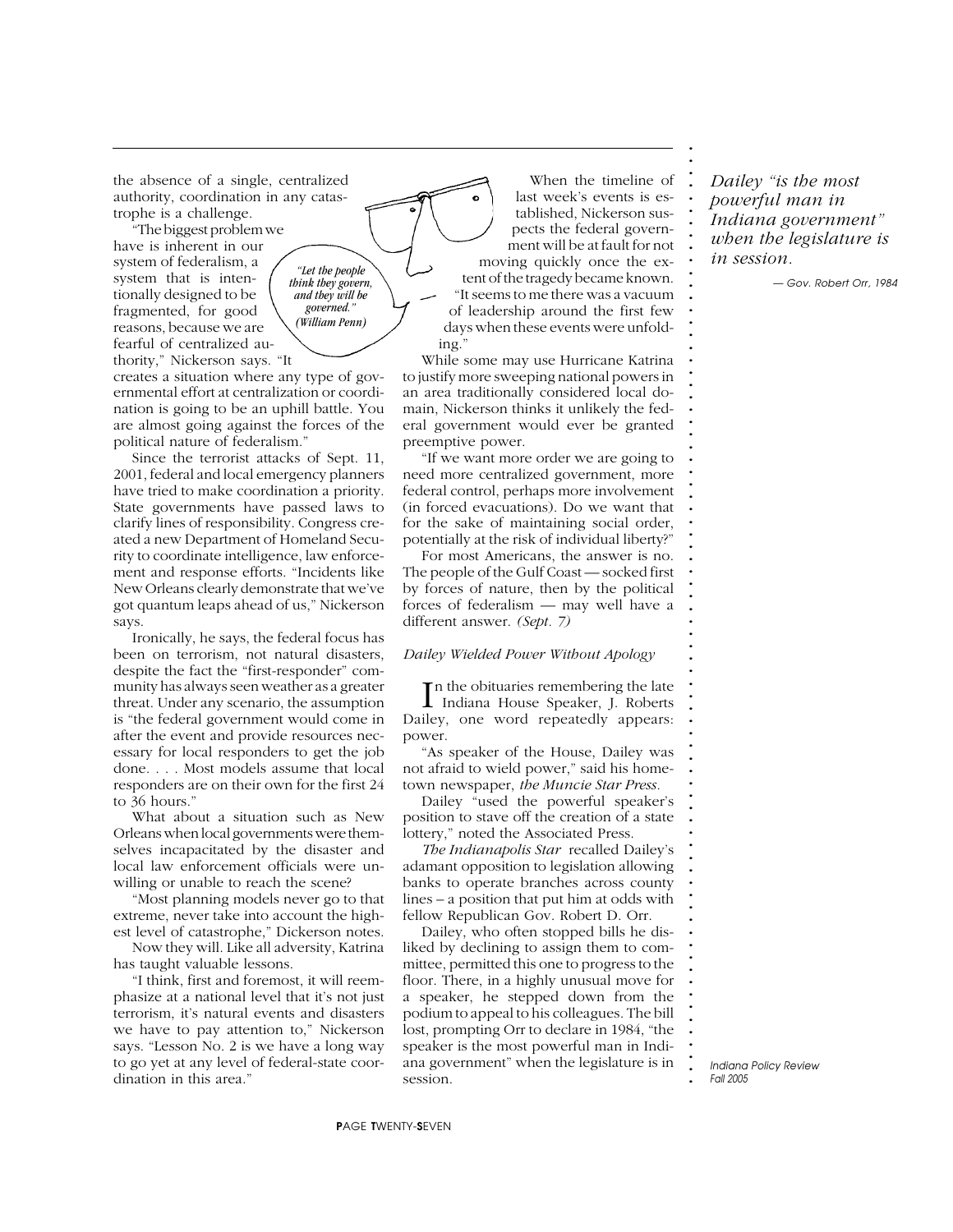the absence of a single, centralized authority, coordination in any catastrophe is a challenge.

"The biggest problem we have is inherent in our system of federalism, a system that is intentionally designed to be fragmented, for good reasons, because we are fearful of centralized authority," Nickerson says. "It creates a situation where any type of governmental effort at centralization or coordination is going to be an uphill battle. You are almost going against the forces of the political nature of federalism."

*"Let the people think they govern, and they will be governed." (William Penn)*

Since the terrorist attacks of Sept. 11, 2001, federal and local emergency planners have tried to make coordination a priority. State governments have passed laws to clarify lines of responsibility. Congress created a new Department of Homeland Security to coordinate intelligence, law enforcement and response efforts. "Incidents like New Orleans clearly demonstrate that we've got quantum leaps ahead of us," Nickerson says.

Ironically, he says, the federal focus has been on terrorism, not natural disasters, despite the fact the "first-responder" community has always seen weather as a greater threat. Under any scenario, the assumption is "the federal government would come in after the event and provide resources necessary for local responders to get the job done. . . . Most models assume that local responders are on their own for the first 24 to 36 hours."

What about a situation such as New Orleans when local governments were themselves incapacitated by the disaster and local law enforcement officials were unwilling or unable to reach the scene?

"Most planning models never go to that extreme, never take into account the highest level of catastrophe," Dickerson notes.

Now they will. Like all adversity, Katrina has taught valuable lessons.

"I think, first and foremost, it will reemphasize at a national level that it's not just terrorism, it's natural events and disasters we have to pay attention to," Nickerson says. "Lesson No. 2 is we have a long way to go yet at any level of federal-state coordination in this area."

When the timeline of last week's events is established, Nickerson suspects the federal government will be at fault for not moving quickly once the extent of the tragedy became known. "It seems to me there was a vacuum of leadership around the first few days when these events were unfolding."

While some may use Hurricane Katrina to justify more sweeping national powers in an area traditionally considered local domain, Nickerson thinks it unlikely the federal government would ever be granted preemptive power.

"If we want more order we are going to need more centralized government, more federal control, perhaps more involvement (in forced evacuations). Do we want that for the sake of maintaining social order, potentially at the risk of individual liberty?"

For most Americans, the answer is no. The people of the Gulf Coast — socked first by forces of nature, then by the political forces of federalism — may well have a different answer. *(Sept. 7)*

### *Dailey Wielded Power Without Apology*

In the obituaries remembering the late Indiana House Speaker, J. Roberts Dailey, one word repeatedly appears: power.

"As speaker of the House, Dailey was not afraid to wield power," said his hometown newspaper, *the Muncie Star Press.*

Dailey "used the powerful speaker's position to stave off the creation of a state lottery," noted the Associated Press.

*The Indianapolis Star* recalled Dailey's adamant opposition to legislation allowing banks to operate branches across county lines – a position that put him at odds with fellow Republican Gov. Robert D. Orr.

Dailey, who often stopped bills he disliked by declining to assign them to committee, permitted this one to progress to the floor. There, in a highly unusual move for a speaker, he stepped down from the podium to appeal to his colleagues. The bill lost, prompting Orr to declare in 1984, "the speaker is the most powerful man in Indiana government" when the legislature is in session.

*Dailey "is the most powerful man in Indiana government" when the legislature is in session.*

*— Gov. Robert Orr, 1984*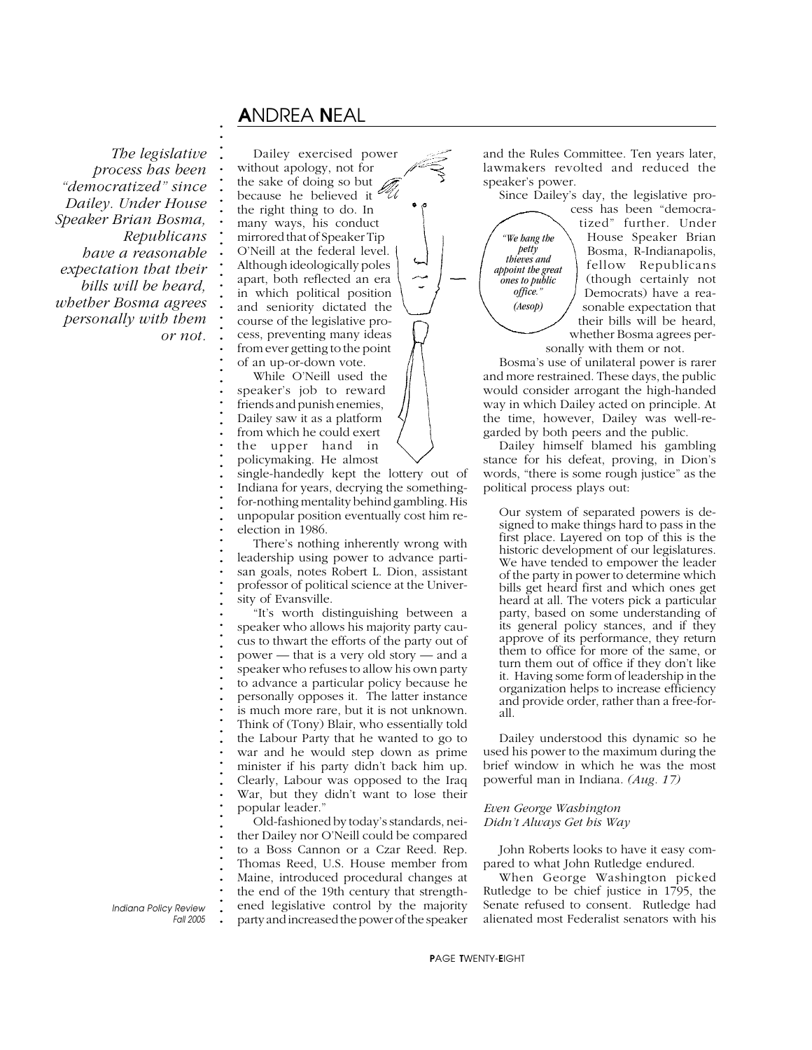*The legislative process has been "democratized" since Dailey. Under House Speaker Brian Bosma, Republicans have a reasonable expectation that their bills will be heard, whether Bosma agrees personally with them or not.*

Dailey exercised power without apology, not for the sake of doing so but because he believed it the right thing to do. In many ways, his conduct mirrored that of Speaker Tip O'Neill at the federal level. Although ideologically poles apart, both reflected an era in which political position and seniority dictated the course of the legislative process, preventing many ideas from ever getting to the point of an up-or-down vote.

While O'Neill used the speaker's job to reward friends and punish enemies, Dailey saw it as a platform from which he could exert the upper hand in policymaking. He almost single-handedly kept the lottery out of Indiana for years, decrying the something-for-nothing mentality behind gambling. His unpopular position eventually cost him re-election in 1986.

There's nothing inherently wrong with leadership using power to advance partisan goals, notes Robert L. Dion, assistant professor of political science at the University of Evansville.

"It's worth distinguishing between a speaker who allows his majority party caucus to thwart the efforts of the party out of power — that is a very old story — and a speaker who refuses to allow his own party to advance a particular policy because he personally opposes it. The latter instance is much more rare, but it is not unknown. Think of (Tony) Blair, who essentially told the Labour Party that he wanted to go to war and he would step down as prime minister if his party didn't back him up. Clearly, Labour was opposed to the Iraq War, but they didn't want to lose their popular leader."

Old-fashioned by today's standards, neither Dailey nor O'Neill could be compared to a Boss Cannon or a Czar Reed. Rep. Thomas Reed, U.S. House member from Maine, introduced procedural changes at the end of the 19th century that strengthened legislative control by the majority party and increased the power of the speaker and the Rules Committee. Ten years later, lawmakers revolted and reduced the speaker's power.

*"We hang the petty thieves and appoint the great ones to public office." (Aesop)*

Since Dailey's day, the legislative process has been "democratized" further. Under House Speaker Brian Bosma, R-Indianapolis, fellow Republicans (though certainly not Democrats) have a reasonable expectation that their bills will be heard, whether Bosma agrees personally with them or not.

Bosma's use of unilateral power is rarer and more restrained. These days, the public would consider arrogant the high-handed way in which Dailey acted on principle. At the time, however, Dailey was well-regarded by both peers and the public.

Dailey himself blamed his gambling stance for his defeat, proving, in Dion's words, "there is some rough justice" as the political process plays out:

> Our system of separated powers is designed to make things hard to pass in the first place. Layered on top of this is the historic development of our legislatures. We have tended to empower the leader of the party in power to determine which bills get heard first and which ones get heard at all. The voters pick a particular party, based on some understanding of its general policy stances, and if they approve of its performance, they return them to office for more of the same, or turn them out of office if they don't like it. Having some form of leadership in the organization helps to increase efficiency and provide order, rather than a free-for-all.

Dailey understood this dynamic so he used his power to the maximum during the brief window in which he was the most powerful man in Indiana. *(Aug. 17)*

### *Even George Washington Didn't Always Get his Way*

John Roberts looks to have it easy compared to what John Rutledge endured.

When George Washington picked Rutledge to be chief justice in 1795, the Senate refused to consent. Rutledge had alienated most Federalist senators with his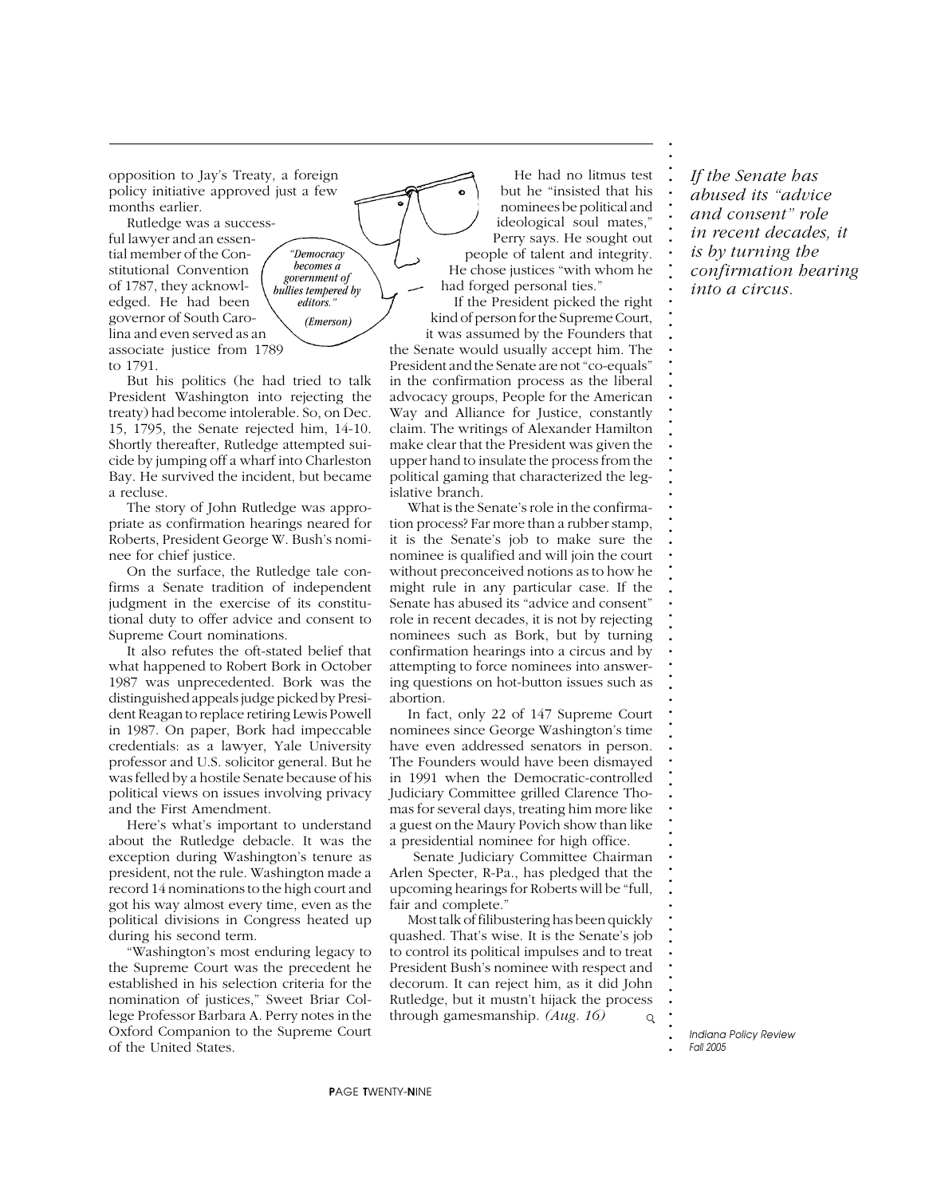opposition to Jay's Treaty, a foreign policy initiative approved just a few months earlier.

Rutledge was a successful lawyer and an essential member of the Constitutional Convention of 1787, they acknowledged. He had been governor of South Carolina and even served as an associate justice from 1789 to 1791.

*"Democracy becomes a government of bullies tempered by editors." (Emerson)*

But his politics (he had tried to talk President Washington into rejecting the treaty) had become intolerable. So, on Dec. 15, 1795, the Senate rejected him, 14-10. Shortly thereafter, Rutledge attempted suicide by jumping off a wharf into Charleston Bay. He survived the incident, but became a recluse.

The story of John Rutledge was appropriate as confirmation hearings neared for Roberts, President George W. Bush's nominee for chief justice.

On the surface, the Rutledge tale confirms a Senate tradition of independent judgment in the exercise of its constitutional duty to offer advice and consent to Supreme Court nominations.

It also refutes the oft-stated belief that what happened to Robert Bork in October 1987 was unprecedented. Bork was the distinguished appeals judge picked by President Reagan to replace retiring Lewis Powell in 1987. On paper, Bork had impeccable credentials: as a lawyer, Yale University professor and U.S. solicitor general. But he was felled by a hostile Senate because of his political views on issues involving privacy and the First Amendment.

Here's what's important to understand about the Rutledge debacle. It was the exception during Washington's tenure as president, not the rule. Washington made a record 14 nominations to the high court and got his way almost every time, even as the political divisions in Congress heated up during his second term.

"Washington's most enduring legacy to the Supreme Court was the precedent he established in his selection criteria for the nomination of justices," Sweet Briar College Professor Barbara A. Perry notes in the Oxford Companion to the Supreme Court of the United States.

He had no litmus test but he "insisted that his nominees be political and ideological soul mates," Perry says. He sought out people of talent and integrity. He chose justices "with whom he had forged personal ties."

If the President picked the right kind of person for the Supreme Court, it was assumed by the Founders that the Senate would usually accept him. The President and the Senate are not "co-equals" in the confirmation process as the liberal advocacy groups, People for the American Way and Alliance for Justice, constantly claim. The writings of Alexander Hamilton make clear that the President was given the upper hand to insulate the process from the political gaming that characterized the legislative branch.

What is the Senate's role in the confirmation process? Far more than a rubber stamp, it is the Senate's job to make sure the nominee is qualified and will join the court without preconceived notions as to how he might rule in any particular case. If the Senate has abused its "advice and consent" role in recent decades, it is not by rejecting nominees such as Bork, but by turning confirmation hearings into a circus and by attempting to force nominees into answering questions on hot-button issues such as abortion.

In fact, only 22 of 147 Supreme Court nominees since George Washington's time have even addressed senators in person. The Founders would have been dismayed in 1991 when the Democratic-controlled Judiciary Committee grilled Clarence Thomas for several days, treating him more like a guest on the Maury Povich show than like a presidential nominee for high office.

Senate Judiciary Committee Chairman Arlen Specter, R-Pa., has pledged that the upcoming hearings for Roberts will be "full, fair and complete."

Most talk of filibustering has been quickly quashed. That's wise. It is the Senate's job to control its political impulses and to treat President Bush's nominee with respect and decorum. It can reject him, as it did John Rutledge, but it mustn't hijack the process through gamesmanship. *(Aug. 16)*

*If the Senate has abused its "advice and consent" role in recent decades, it is by turning the confirmation hearing into a circus.*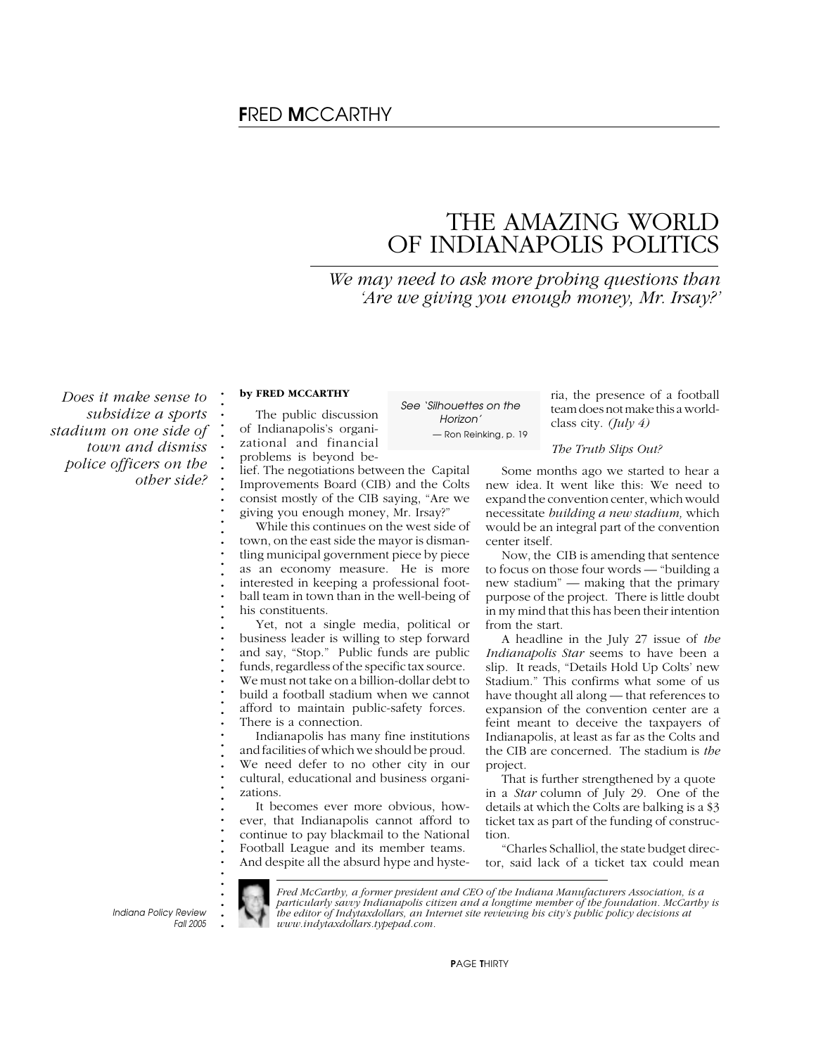# THE AMAZING WORLD OF INDIANAPOLIS POLITICS

*We may need to ask more probing questions than 'Are we giving you enough money, Mr. Irsay?'*

*Does it make sense to subsidize a sports stadium on one side of town and dismiss police officers on the other side?*

**by FRED MCCARTHY**

*See 'Silhouettes on the Horizon' — Ron Reinking, p. 19*

The public discussion of Indianapolis's organizational and financial problems is beyond belief. The negotiations between the Capital Improvements Board (CIB) and the Colts consist mostly of the CIB saying, "Are we giving you enough money, Mr. Irsay?"

While this continues on the west side of town, on the east side the mayor is dismantling municipal government piece by piece as an economy measure. He is more interested in keeping a professional football team in town than in the well-being of his constituents.

Yet, not a single media, political or business leader is willing to step forward and say, "Stop." Public funds are public funds, regardless of the specific tax source. We must not take on a billion-dollar debt to build a football stadium when we cannot afford to maintain public-safety forces. There is a connection.

Indianapolis has many fine institutions and facilities of which we should be proud. We need defer to no other city in our cultural, educational and business organizations.

It becomes ever more obvious, however, that Indianapolis cannot afford to continue to pay blackmail to the National Football League and its member teams. And despite all the absurd hype and hysteria, the presence of a football team does not make this a world-class city. *(July 4)*

*The Truth Slips Out?*

Some months ago we started to hear a new idea. It went like this: We need to expand the convention center, which would necessitate *building a new stadium,* which would be an integral part of the convention center itself.

Now, the CIB is amending that sentence to focus on those four words — "building a new stadium" — making that the primary purpose of the project. There is little doubt in my mind that this has been their intention from the start.

A headline in the July 27 issue of *the Indianapolis Star* seems to have been a slip. It reads, "Details Hold Up Colts' new Stadium." This confirms what some of us have thought all along — that references to expansion of the convention center are a feint meant to deceive the taxpayers of Indianapolis, at least as far as the Colts and the CIB are concerned. The stadium is *the* project.

That is further strengthened by a quote in a *Star* column of July 29. One of the details at which the Colts are balking is a $3 ticket tax as part of the funding of construction.

"Charles Schalliol, the state budget director, said lack of a ticket tax could mean

*Fred McCarthy, a former president and CEO of the Indiana Manufacturers Association, is a particularly savvy Indianapolis citizen and a longtime member of the foundation. McCarthy is the editor of Indytaxdollars, an Internet site reviewing his city's public policy decisions at www.indytaxdollars.typepad.com.*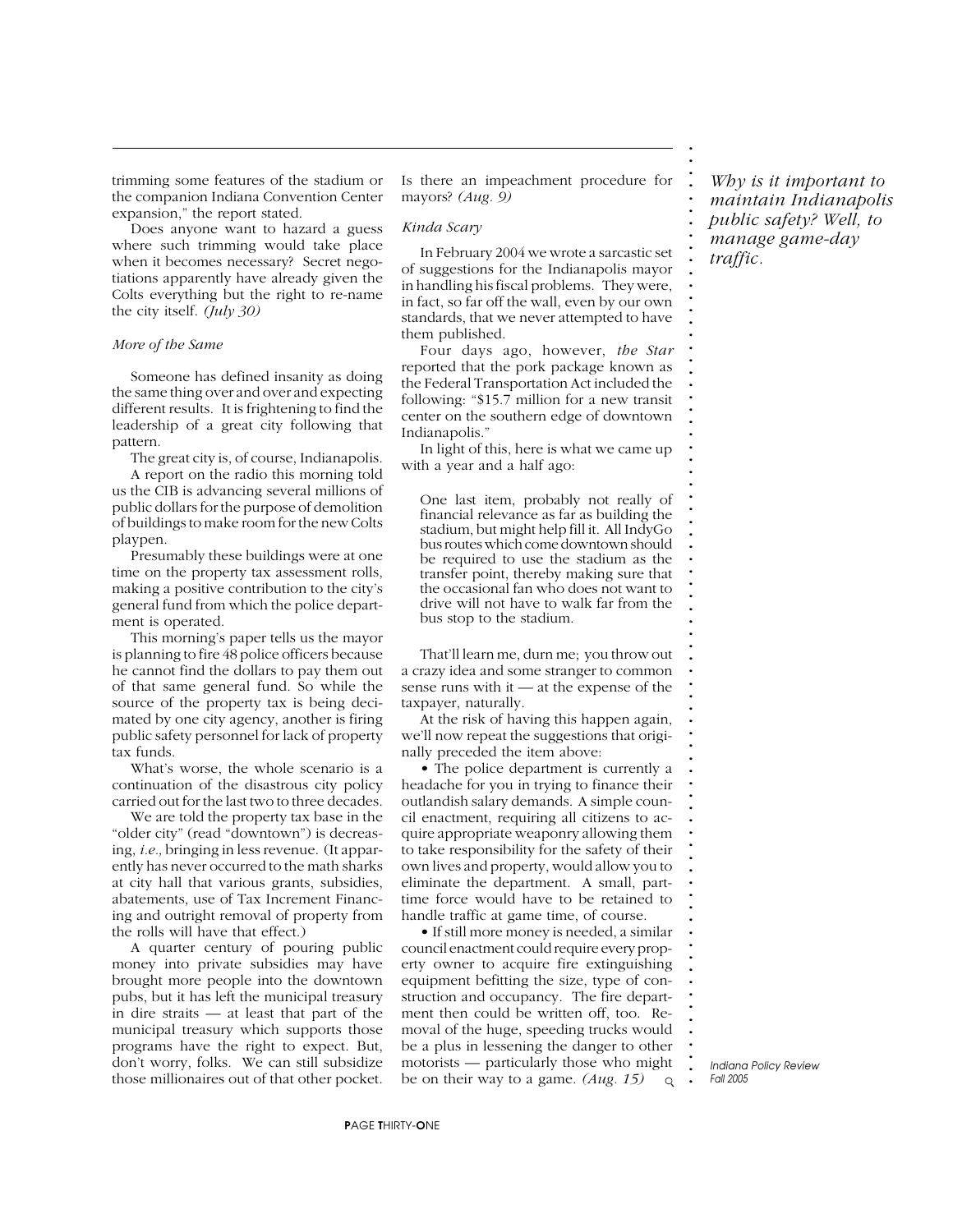trimming some features of the stadium or the companion Indiana Convention Center expansion," the report stated.

Does anyone want to hazard a guess where such trimming would take place when it becomes necessary? Secret negotiations apparently have already given the Colts everything but the right to re-name the city itself. *(July 30)*

*More of the Same*

Someone has defined insanity as doing the same thing over and over and expecting different results. It is frightening to find the leadership of a great city following that pattern.

The great city is, of course, Indianapolis.

A report on the radio this morning told us the CIB is advancing several millions of public dollars for the purpose of demolition of buildings to make room for the new Colts playpen.

Presumably these buildings were at one time on the property tax assessment rolls, making a positive contribution to the city's general fund from which the police department is operated.

This morning's paper tells us the mayor is planning to fire 48 police officers because he cannot find the dollars to pay them out of that same general fund. So while the source of the property tax is being decimated by one city agency, another is firing public safety personnel for lack of property tax funds.

What's worse, the whole scenario is a continuation of the disastrous city policy carried out for the last two to three decades.

We are told the property tax base in the "older city" (read "downtown") is decreasing, *i.e.,* bringing in less revenue. (It apparently has never occurred to the math sharks at city hall that various grants, subsidies, abatements, use of Tax Increment Financing and outright removal of property from the rolls will have that effect.)

A quarter century of pouring public money into private subsidies may have brought more people into the downtown pubs, but it has left the municipal treasury in dire straits — at least that part of the municipal treasury which supports those programs have the right to expect. But, don't worry, folks. We can still subsidize those millionaires out of that other pocket. Is there an impeachment procedure for mayors? *(Aug. 9)*

*Kinda Scary*

In February 2004 we wrote a sarcastic set of suggestions for the Indianapolis mayor in handling his fiscal problems. They were, in fact, so far off the wall, even by our own standards, that we never attempted to have them published.

Four days ago, however, *the Star* reported that the pork package known as the Federal Transportation Act included the following: "$15.7 million for a new transit center on the southern edge of downtown Indianapolis."

In light of this, here is what we came up with a year and a half ago:

> One last item, probably not really of financial relevance as far as building the stadium, but might help fill it. All IndyGo bus routes which come downtown should be required to use the stadium as the transfer point, thereby making sure that the occasional fan who does not want to drive will not have to walk far from the bus stop to the stadium.

That'll learn me, durn me; you throw out a crazy idea and some stranger to common sense runs with it — at the expense of the taxpayer, naturally.

At the risk of having this happen again, we'll now repeat the suggestions that originally preceded the item above:

• The police department is currently a headache for you in trying to finance their outlandish salary demands. A simple council enactment, requiring all citizens to acquire appropriate weaponry allowing them to take responsibility for the safety of their own lives and property, would allow you to eliminate the department. A small, part-time force would have to be retained to handle traffic at game time, of course.

• If still more money is needed, a similar council enactment could require every property owner to acquire fire extinguishing equipment befitting the size, type of construction and occupancy. The fire department then could be written off, too. Removal of the huge, speeding trucks would be a plus in lessening the danger to other motorists — particularly those who might be on their way to a game. *(Aug. 15)*

*Why is it important to maintain Indianapolis public safety? Well, to manage game-day traffic.*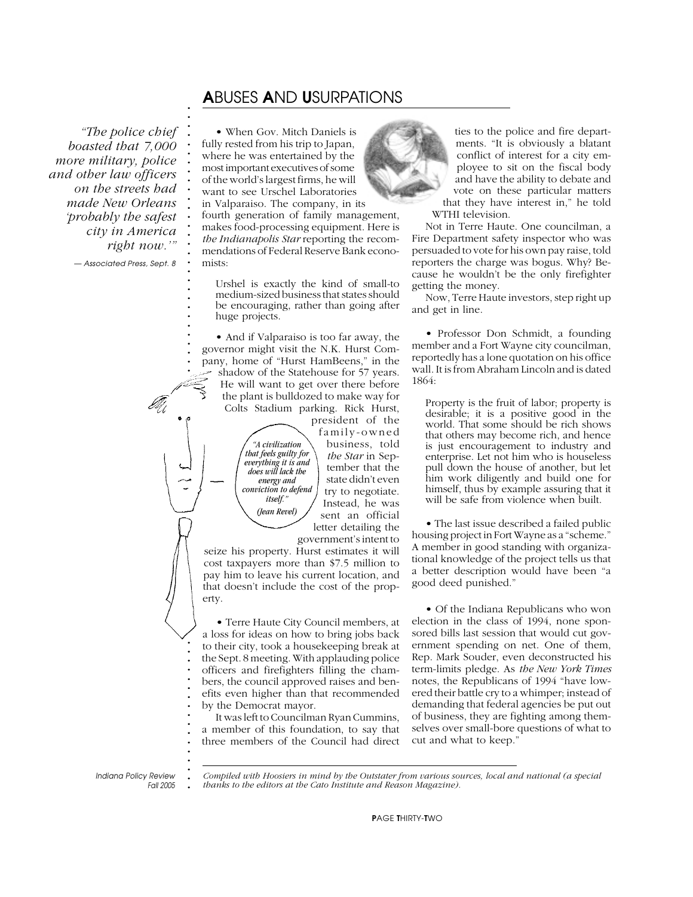# ABUSES AND USURPATIONS

*"The police chief boasted that 7,000 more military, police and other law officers on the streets had made New Orleans 'probably the safest city in America right now.'"*

— *Associated Press, Sept. 8*

• When Gov. Mitch Daniels is fully rested from his trip to Japan, where he was entertained by the most important executives of some of the world's largest firms, he will want to see Urschel Laboratories in Valparaiso. The company, in its fourth generation of family management, makes food-processing equipment. Here is *the Indianapolis Star* reporting the recommendations of Federal Reserve Bank economists:

> Urshel is exactly the kind of small-to medium-sized business that states should be encouraging, rather than going after huge projects.

• And if Valparaiso is too far away, the governor might visit the N.K. Hurst Company, home of "Hurst HamBeens," in the shadow of the Statehouse for 57 years. He will want to get over there before the plant is bulldozed to make way for Colts Stadium parking. Rick Hurst, president of the family-owned business, told *the Star* in September that the state didn't even try to negotiate. Instead, he was sent an official letter detailing the government's intent to seize his property. Hurst estimates it will cost taxpayers more than $7.5 million to pay him to leave his current location, and that doesn't include the cost of the property.

*"A civilization that feels guilty for everything it is and does will lack the energy and conviction to defend itself."*
*(Jean Revel)*

• Terre Haute City Council members, at a loss for ideas on how to bring jobs back to their city, took a housekeeping break at the Sept. 8 meeting. With applauding police officers and firefighters filling the chambers, the council approved raises and benefits even higher than that recommended by the Democrat mayor.

It was left to Councilman Ryan Cummins, a member of this foundation, to say that three members of the Council had direct ties to the police and fire departments. "It is obviously a blatant conflict of interest for a city employee to sit on the fiscal body and have the ability to debate and vote on these particular matters that they have interest in," he told WTHI television.

Not in Terre Haute. One councilman, a Fire Department safety inspector who was persuaded to vote for his own pay raise, told reporters the charge was bogus. Why? Because he wouldn't be the only firefighter getting the money.

Now, Terre Haute investors, step right up and get in line.

• Professor Don Schmidt, a founding member and a Fort Wayne city councilman, reportedly has a lone quotation on his office wall. It is from Abraham Lincoln and is dated 1864:

> Property is the fruit of labor; property is desirable; it is a positive good in the world. That some should be rich shows that others may become rich, and hence is just encouragement to industry and enterprise. Let not him who is houseless pull down the house of another, but let him work diligently and build one for himself, thus by example assuring that it will be safe from violence when built.

• The last issue described a failed public housing project in Fort Wayne as a "scheme." A member in good standing with organizational knowledge of the project tells us that a better description would have been "a good deed punished."

• Of the Indiana Republicans who won election in the class of 1994, none sponsored bills last session that would cut government spending on net. One of them, Rep. Mark Souder, even deconstructed his term-limits pledge. As *the New York Times* notes, the Republicans of 1994 "have lowered their battle cry to a whimper; instead of demanding that federal agencies be put out of business, they are fighting among themselves over small-bore questions of what to cut and what to keep."

*Compiled with Hoosiers in mind by the Outstater from various sources, local and national (a special thanks to the editors at the Cato Institute and Reason Magazine).*